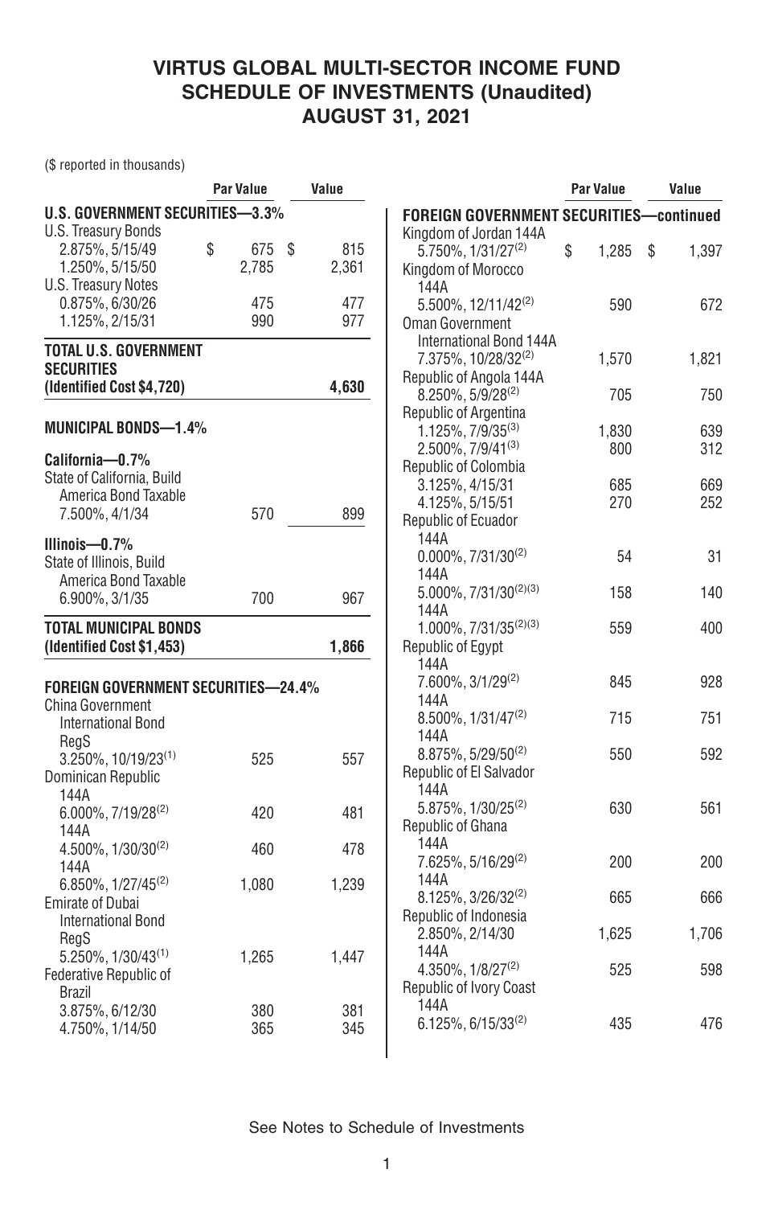# VIRTUS GLOBAL MULTI-SECTOR INCOME FUND
## SCHEDULE OF INVESTMENTS (Unaudited)
## AUGUST 31, 2021

($ reported in thousands)

| | Par Value | Value |
|---|---|---|
| **U.S. GOVERNMENT SECURITIES—3.3%** | | |
| U.S. Treasury Bonds | | |
| 2.875%, 5/15/49 | $ 675 | $ 815 |
| 1.250%, 5/15/50 | 2,785 | 2,361 |
| U.S. Treasury Notes | | |
| 0.875%, 6/30/26 | 475 | 477 |
| 1.125%, 2/15/31 | 990 | 977 |
| **TOTAL U.S. GOVERNMENT SECURITIES (Identified Cost $4,720)** | | **4,630** |
| **MUNICIPAL BONDS—1.4%** | | |
| **California—0.7%** | | |
| State of California, Build America Bond Taxable 7.500%, 4/1/34 | 570 | 899 |
| **Illinois—0.7%** | | |
| State of Illinois, Build America Bond Taxable 6.900%, 3/1/35 | 700 | 967 |
| **TOTAL MUNICIPAL BONDS (Identified Cost $1,453)** | | **1,866** |
| **FOREIGN GOVERNMENT SECURITIES—24.4%** | | |
| China Government International Bond RegS 3.250%, 10/19/23[1] | 525 | 557 |
| Dominican Republic | | |
| 144A 6.000%, 7/19/28[2] | 420 | 481 |
| 144A 4.500%, 1/30/30[2] | 460 | 478 |
| 144A 6.850%, 1/27/45[2] | 1,080 | 1,239 |
| Emirate of Dubai International Bond RegS 5.250%, 1/30/43[1] | 1,265 | 1,447 |
| Federative Republic of Brazil | | |
| 3.875%, 6/12/30 | 380 | 381 |
| 4.750%, 1/14/50 | 365 | 345 |
| **FOREIGN GOVERNMENT SECURITIES—continued** | | |
| Kingdom of Jordan 144A 5.750%, 1/31/27[2] | $ 1,285 | $ 1,397 |
| Kingdom of Morocco 144A 5.500%, 12/11/42[2] | 590 | 672 |
| Oman Government International Bond 144A 7.375%, 10/28/32[2] | 1,570 | 1,821 |
| Republic of Angola 144A 8.250%, 5/9/28[2] | 705 | 750 |
| Republic of Argentina | | |
| 1.125%, 7/9/35[3] | 1,830 | 639 |
| 2.500%, 7/9/41[3] | 800 | 312 |
| Republic of Colombia | | |
| 3.125%, 4/15/31 | 685 | 669 |
| 4.125%, 5/15/51 | 270 | 252 |
| Republic of Ecuador | | |
| 144A 0.000%, 7/31/30[2] | 54 | 31 |
| 144A 5.000%, 7/31/30[2][3] | 158 | 140 |
| 144A 1.000%, 7/31/35[2][3] | 559 | 400 |
| Republic of Egypt | | |
| 144A 7.600%, 3/1/29[2] | 845 | 928 |
| 144A 8.500%, 1/31/47[2] | 715 | 751 |
| 144A 8.875%, 5/29/50[2] | 550 | 592 |
| Republic of El Salvador 144A 5.875%, 1/30/25[2] | 630 | 561 |
| Republic of Ghana | | |
| 144A 7.625%, 5/16/29[2] | 200 | 200 |
| 144A 8.125%, 3/26/32[2] | 665 | 666 |
| Republic of Indonesia | | |
| 2.850%, 2/14/30 | 1,625 | 1,706 |
| 144A 4.350%, 1/8/27[2] | 525 | 598 |
| Republic of Ivory Coast 144A 6.125%, 6/15/33[2] | 435 | 476 |

See Notes to Schedule of Investments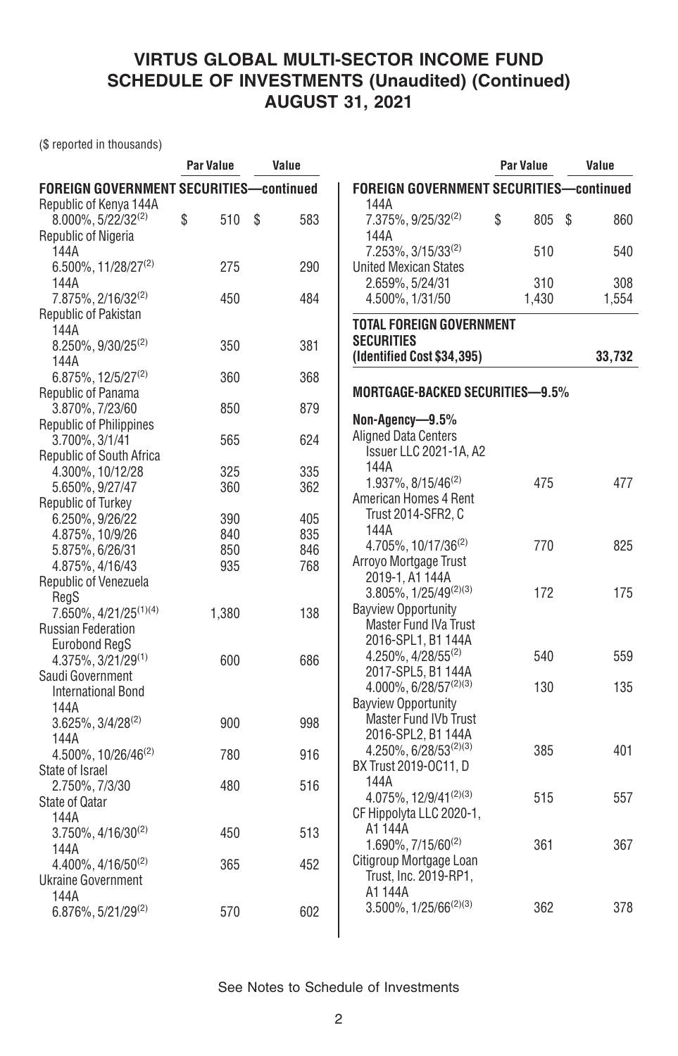# VIRTUS GLOBAL MULTI-SECTOR INCOME FUND
## SCHEDULE OF INVESTMENTS (Unaudited) (Continued)
## AUGUST 31, 2021

($ reported in thousands)

| | Par Value | Value |
|---|---|---|
| **FOREIGN GOVERNMENT SECURITIES—continued** | | |
| Republic of Kenya 144A | | |
| 8.000%, 5/22/32[2] | $ 510 | $ 583 |
| Republic of Nigeria | | |
| 144A | | |
| 6.500%, 11/28/27[2] | 275 | 290 |
| 144A | | |
| 7.875%, 2/16/32[2] | 450 | 484 |
| Republic of Pakistan | | |
| 144A | | |
| 8.250%, 9/30/25[2] | 350 | 381 |
| 144A | | |
| 6.875%, 12/5/27[2] | 360 | 368 |
| Republic of Panama | | |
| 3.870%, 7/23/60 | 850 | 879 |
| Republic of Philippines | | |
| 3.700%, 3/1/41 | 565 | 624 |
| Republic of South Africa | | |
| 4.300%, 10/12/28 | 325 | 335 |
| 5.650%, 9/27/47 | 360 | 362 |
| Republic of Turkey | | |
| 6.250%, 9/26/22 | 390 | 405 |
| 4.875%, 10/9/26 | 840 | 835 |
| 5.875%, 6/26/31 | 850 | 846 |
| 4.875%, 4/16/43 | 935 | 768 |
| Republic of Venezuela | | |
| RegS | | |
| 7.650%, 4/21/25[1][4] | 1,380 | 138 |
| Russian Federation | | |
| Eurobond RegS | | |
| 4.375%, 3/21/29[1] | 600 | 686 |
| Saudi Government International Bond | | |
| 144A | | |
| 3.625%, 3/4/28[2] | 900 | 998 |
| 144A | | |
| 4.500%, 10/26/46[2] | 780 | 916 |
| State of Israel | | |
| 2.750%, 7/3/30 | 480 | 516 |
| State of Qatar | | |
| 144A | | |
| 3.750%, 4/16/30[2] | 450 | 513 |
| 144A | | |
| 4.400%, 4/16/50[2] | 365 | 452 |
| Ukraine Government | | |
| 144A | | |
| 6.876%, 5/21/29[2] | 570 | 602 |
| 144A | | |
| 7.375%, 9/25/32[2] | $ 805 | $ 860 |
| 144A | | |
| 7.253%, 3/15/33[2] | 510 | 540 |
| United Mexican States | | |
| 2.659%, 5/24/31 | 310 | 308 |
| 4.500%, 1/31/50 | 1,430 | 1,554 |
| **TOTAL FOREIGN GOVERNMENT SECURITIES (Identified Cost $34,395)** | | **33,732** |
| **MORTGAGE-BACKED SECURITIES—9.5%** | | |
| **Non-Agency—9.5%** | | |
| Aligned Data Centers Issuer LLC 2021-1A, A2 | | |
| 144A | | |
| 1.937%, 8/15/46[2] | 475 | 477 |
| American Homes 4 Rent Trust 2014-SFR2, C | | |
| 144A | | |
| 4.705%, 10/17/36[2] | 770 | 825 |
| Arroyo Mortgage Trust 2019-1, A1 144A | | |
| 3.805%, 1/25/49[2][3] | 172 | 175 |
| Bayview Opportunity Master Fund IVa Trust | | |
| 2016-SPL1, B1 144A | | |
| 4.250%, 4/28/55[2] | 540 | 559 |
| 2017-SPL5, B1 144A | | |
| 4.000%, 6/28/57[2][3] | 130 | 135 |
| Bayview Opportunity Master Fund IVb Trust | | |
| 2016-SPL2, B1 144A | | |
| 4.250%, 6/28/53[2][3] | 385 | 401 |
| BX Trust 2019-OC11, D | | |
| 144A | | |
| 4.075%, 12/9/41[2][3] | 515 | 557 |
| CF Hippolyta LLC 2020-1, A1 144A | | |
| 1.690%, 7/15/60[2] | 361 | 367 |
| Citigroup Mortgage Loan Trust, Inc. 2019-RP1, A1 144A | | |
| 3.500%, 1/25/66[2][3] | 362 | 378 |

See Notes to Schedule of Investments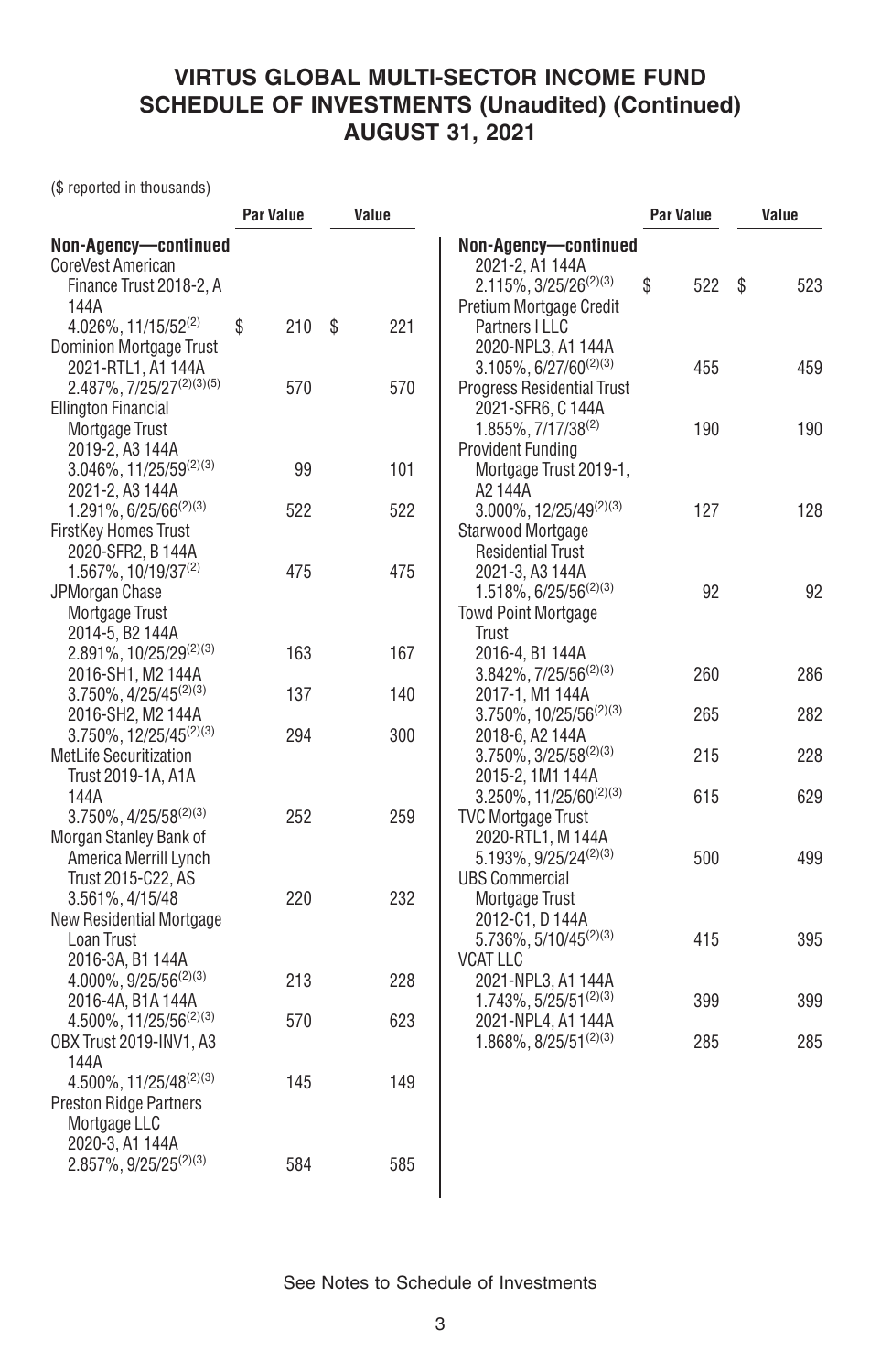# VIRTUS GLOBAL MULTI-SECTOR INCOME FUND
## SCHEDULE OF INVESTMENTS (Unaudited) (Continued)
## AUGUST 31, 2021

($ reported in thousands)

| | Par Value | Value |
|---|---|---|
| **Non-Agency—continued** | | |
| CoreVest American Finance Trust 2018-2, A 144A 4.026%, 11/15/52[(2)] | $ 210 | $ 221 |
| Dominion Mortgage Trust 2021-RTL1, A1 144A 2.487%, 7/25/27[(2)(3)(5)] | 570 | 570 |
| Ellington Financial Mortgage Trust | | |
| 2019-2, A3 144A 3.046%, 11/25/59[(2)(3)] | 99 | 101 |
| 2021-2, A3 144A 1.291%, 6/25/66[(2)(3)] | 522 | 522 |
| FirstKey Homes Trust 2020-SFR2, B 144A 1.567%, 10/19/37[(2)] | 475 | 475 |
| JPMorgan Chase Mortgage Trust | | |
| 2014-5, B2 144A 2.891%, 10/25/29[(2)(3)] | 163 | 167 |
| 2016-SH1, M2 144A 3.750%, 4/25/45[(2)(3)] | 137 | 140 |
| 2016-SH2, M2 144A 3.750%, 12/25/45[(2)(3)] | 294 | 300 |
| MetLife Securitization Trust 2019-1A, A1A 144A 3.750%, 4/25/58[(2)(3)] | 252 | 259 |
| Morgan Stanley Bank of America Merrill Lynch Trust 2015-C22, AS 3.561%, 4/15/48 | 220 | 232 |
| New Residential Mortgage Loan Trust | | |
| 2016-3A, B1 144A 4.000%, 9/25/56[(2)(3)] | 213 | 228 |
| 2016-4A, B1A 144A 4.500%, 11/25/56[(2)(3)] | 570 | 623 |
| OBX Trust 2019-INV1, A3 144A 4.500%, 11/25/48[(2)(3)] | 145 | 149 |
| Preston Ridge Partners Mortgage LLC | | |
| 2020-3, A1 144A 2.857%, 9/25/25[(2)(3)] | 584 | 585 |
| 2021-2, A1 144A 2.115%, 3/25/26[(2)(3)] | $ 522 | $ 523 |
| Pretium Mortgage Credit Partners I LLC 2020-NPL3, A1 144A 3.105%, 6/27/60[(2)(3)] | 455 | 459 |
| Progress Residential Trust 2021-SFR6, C 144A 1.855%, 7/17/38[(2)] | 190 | 190 |
| Provident Funding Mortgage Trust 2019-1, A2 144A 3.000%, 12/25/49[(2)(3)] | 127 | 128 |
| Starwood Mortgage Residential Trust 2021-3, A3 144A 1.518%, 6/25/56[(2)(3)] | 92 | 92 |
| Towd Point Mortgage Trust | | |
| 2016-4, B1 144A 3.842%, 7/25/56[(2)(3)] | 260 | 286 |
| 2017-1, M1 144A 3.750%, 10/25/56[(2)(3)] | 265 | 282 |
| 2018-6, A2 144A 3.750%, 3/25/58[(2)(3)] | 215 | 228 |
| 2015-2, 1M1 144A 3.250%, 11/25/60[(2)(3)] | 615 | 629 |
| TVC Mortgage Trust 2020-RTL1, M 144A 5.193%, 9/25/24[(2)(3)] | 500 | 499 |
| UBS Commercial Mortgage Trust 2012-C1, D 144A 5.736%, 5/10/45[(2)(3)] | 415 | 395 |
| VCAT LLC | | |
| 2021-NPL3, A1 144A 1.743%, 5/25/51[(2)(3)] | 399 | 399 |
| 2021-NPL4, A1 144A 1.868%, 8/25/51[(2)(3)] | 285 | 285 |

See Notes to Schedule of Investments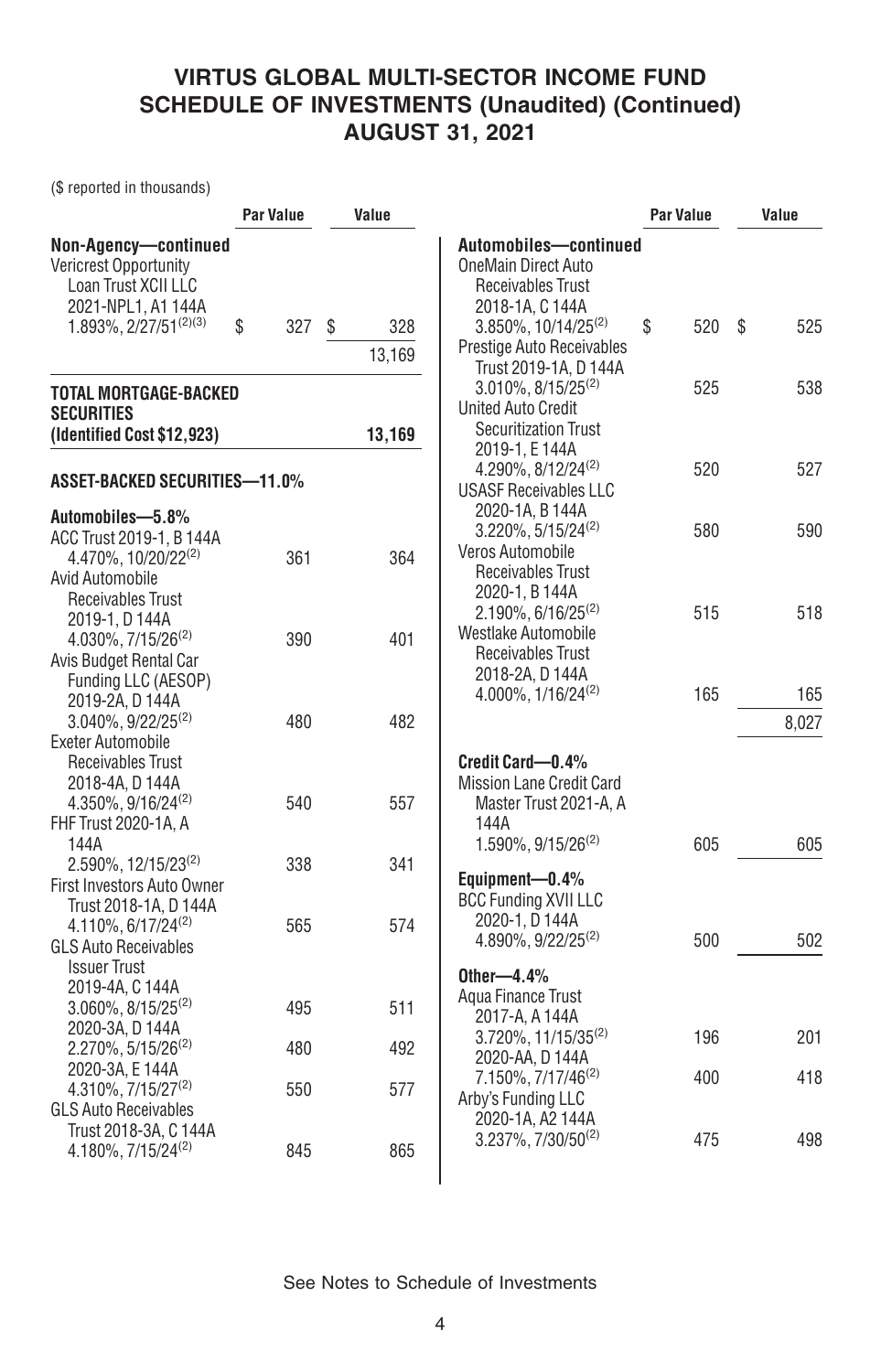# VIRTUS GLOBAL MULTI-SECTOR INCOME FUND
# SCHEDULE OF INVESTMENTS (Unaudited) (Continued)
# AUGUST 31, 2021

($ reported in thousands)

| | Par Value | Value |
|---|---|---|
| **Non-Agency—continued** | | |
| Vericrest Opportunity Loan Trust XCII LLC 2021-NPL1, A1 144A 1.893%, 2/27/51[(2)(3)] | $ 327 | $ 328 |
| | | 13,169 |
| **TOTAL MORTGAGE-BACKED SECURITIES (Identified Cost $12,923)** | | **13,169** |
| **ASSET-BACKED SECURITIES—11.0%** | | |
| **Automobiles—5.8%** | | |
| ACC Trust 2019-1, B 144A 4.470%, 10/20/22[(2)] | 361 | 364 |
| Avid Automobile Receivables Trust 2019-1, D 144A 4.030%, 7/15/26[(2)] | 390 | 401 |
| Avis Budget Rental Car Funding LLC (AESOP) 2019-2A, D 144A 3.040%, 9/22/25[(2)] | 480 | 482 |
| Exeter Automobile Receivables Trust 2018-4A, D 144A 4.350%, 9/16/24[(2)] | 540 | 557 |
| FHF Trust 2020-1A, A 144A 2.590%, 12/15/23[(2)] | 338 | 341 |
| First Investors Auto Owner Trust 2018-1A, D 144A 4.110%, 6/17/24[(2)] | 565 | 574 |
| GLS Auto Receivables Issuer Trust | | |
| 2019-4A, C 144A 3.060%, 8/15/25[(2)] | 495 | 511 |
| 2020-3A, D 144A 2.270%, 5/15/26[(2)] | 480 | 492 |
| 2020-3A, E 144A 4.310%, 7/15/27[(2)] | 550 | 577 |
| GLS Auto Receivables Trust 2018-3A, C 144A 4.180%, 7/15/24[(2)] | 845 | 865 |
| **Automobiles—continued** | | |
| OneMain Direct Auto Receivables Trust 2018-1A, C 144A 3.850%, 10/14/25[(2)] | $ 520 | $ 525 |
| Prestige Auto Receivables Trust 2019-1A, D 144A 3.010%, 8/15/25[(2)] | 525 | 538 |
| United Auto Credit Securitization Trust 2019-1, E 144A 4.290%, 8/12/24[(2)] | 520 | 527 |
| USASF Receivables LLC 2020-1A, B 144A 3.220%, 5/15/24[(2)] | 580 | 590 |
| Veros Automobile Receivables Trust 2020-1, B 144A 2.190%, 6/16/25[(2)] | 515 | 518 |
| Westlake Automobile Receivables Trust 2018-2A, D 144A 4.000%, 1/16/24[(2)] | 165 | 165 |
| | | 8,027 |
| **Credit Card—0.4%** | | |
| Mission Lane Credit Card Master Trust 2021-A, A 144A 1.590%, 9/15/26[(2)] | 605 | 605 |
| **Equipment—0.4%** | | |
| BCC Funding XVII LLC 2020-1, D 144A 4.890%, 9/22/25[(2)] | 500 | 502 |
| **Other—4.4%** | | |
| Aqua Finance Trust | | |
| 2017-A, A 144A 3.720%, 11/15/35[(2)] | 196 | 201 |
| 2020-AA, D 144A 7.150%, 7/17/46[(2)] | 400 | 418 |
| Arby's Funding LLC 2020-1A, A2 144A 3.237%, 7/30/50[(2)] | 475 | 498 |

See Notes to Schedule of Investments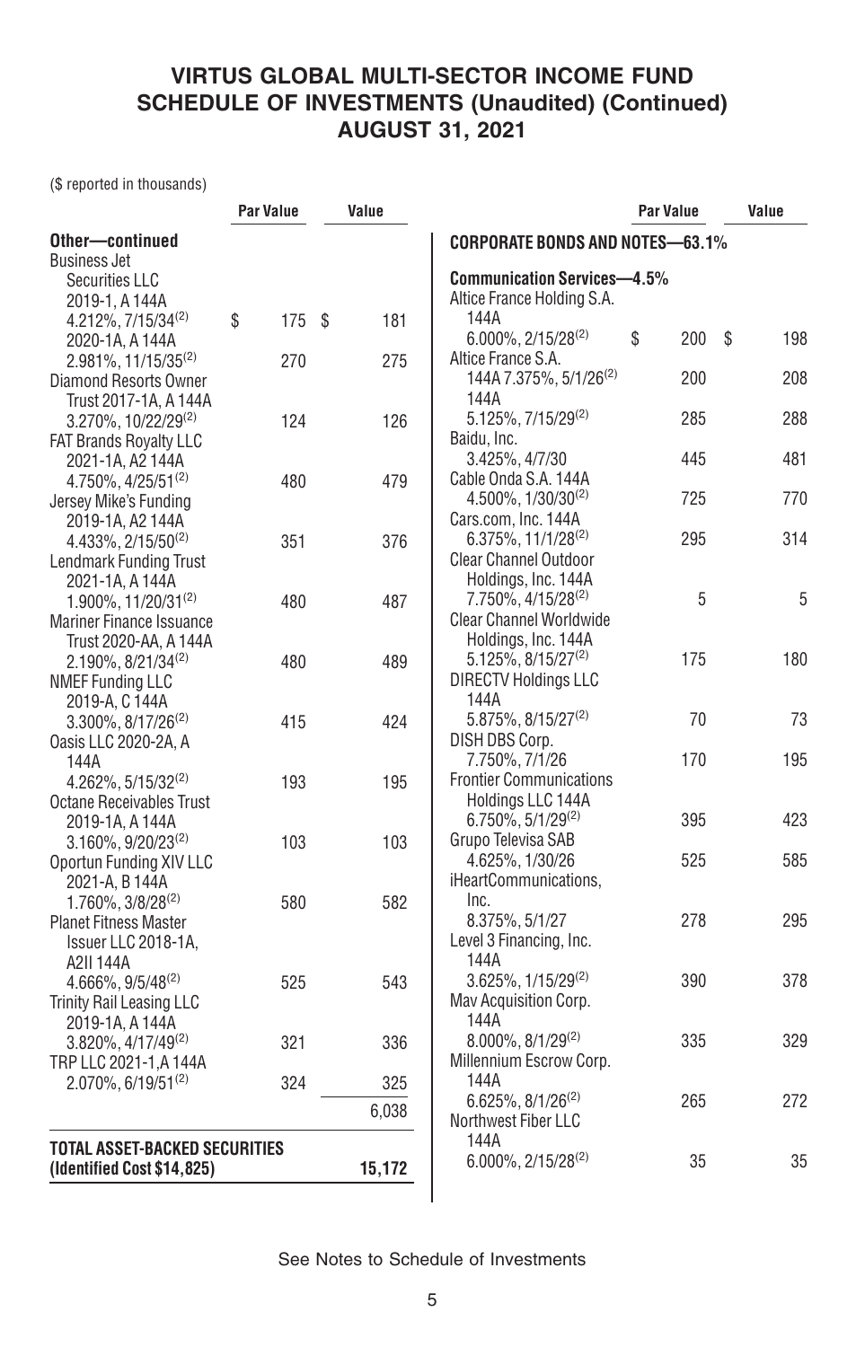# VIRTUS GLOBAL MULTI-SECTOR INCOME FUND
## SCHEDULE OF INVESTMENTS (Unaudited) (Continued)
## AUGUST 31, 2021

($ reported in thousands)

| | Par Value | Value |
|---|---|---|
| **Other—continued** | | |
| Business Jet Securities LLC 2019-1, A 144A 4.212%, 7/15/34[(2)] | $ 175 | $ 181 |
| 2020-1A, A 144A 2.981%, 11/15/35[(2)] | 270 | 275 |
| Diamond Resorts Owner Trust 2017-1A, A 144A 3.270%, 10/22/29[(2)] | 124 | 126 |
| FAT Brands Royalty LLC 2021-1A, A2 144A 4.750%, 4/25/51[(2)] | 480 | 479 |
| Jersey Mike's Funding 2019-1A, A2 144A 4.433%, 2/15/50[(2)] | 351 | 376 |
| Lendmark Funding Trust 2021-1A, A 144A 1.900%, 11/20/31[(2)] | 480 | 487 |
| Mariner Finance Issuance Trust 2020-AA, A 144A 2.190%, 8/21/34[(2)] | 480 | 489 |
| NMEF Funding LLC 2019-A, C 144A 3.300%, 8/17/26[(2)] | 415 | 424 |
| Oasis LLC 2020-2A, A 144A 4.262%, 5/15/32[(2)] | 193 | 195 |
| Octane Receivables Trust 2019-1A, A 144A 3.160%, 9/20/23[(2)] | 103 | 103 |
| Oportun Funding XIV LLC 2021-A, B 144A 1.760%, 3/8/28[(2)] | 580 | 582 |
| Planet Fitness Master Issuer LLC 2018-1A, A2II 144A 4.666%, 9/5/48[(2)] | 525 | 543 |
| Trinity Rail Leasing LLC 2019-1A, A 144A 3.820%, 4/17/49[(2)] | 321 | 336 |
| TRP LLC 2021-1,A 144A 2.070%, 6/19/51[(2)] | 324 | 325 |
| | | 6,038 |
| **TOTAL ASSET-BACKED SECURITIES (Identified Cost $14,825)** | | **15,172** |

| | Par Value | Value |
|---|---|---|
| **CORPORATE BONDS AND NOTES—63.1%** | | |
| **Communication Services—4.5%** | | |
| Altice France Holding S.A. 144A 6.000%, 2/15/28[(2)] | $ 200 | $ 198 |
| Altice France S.A. 144A 7.375%, 5/1/26[(2)] | 200 | 208 |
| 144A 5.125%, 7/15/29[(2)] | 285 | 288 |
| Baidu, Inc. 3.425%, 4/7/30 | 445 | 481 |
| Cable Onda S.A. 144A 4.500%, 1/30/30[(2)] | 725 | 770 |
| Cars.com, Inc. 144A 6.375%, 11/1/28[(2)] | 295 | 314 |
| Clear Channel Outdoor Holdings, Inc. 144A 7.750%, 4/15/28[(2)] | 5 | 5 |
| Clear Channel Worldwide Holdings, Inc. 144A 5.125%, 8/15/27[(2)] | 175 | 180 |
| DIRECTV Holdings LLC 144A 5.875%, 8/15/27[(2)] | 70 | 73 |
| DISH DBS Corp. 7.750%, 7/1/26 | 170 | 195 |
| Frontier Communications Holdings LLC 144A 6.750%, 5/1/29[(2)] | 395 | 423 |
| Grupo Televisa SAB 4.625%, 1/30/26 | 525 | 585 |
| iHeartCommunications, Inc. 8.375%, 5/1/27 | 278 | 295 |
| Level 3 Financing, Inc. 144A 3.625%, 1/15/29[(2)] | 390 | 378 |
| Mav Acquisition Corp. 144A 8.000%, 8/1/29[(2)] | 335 | 329 |
| Millennium Escrow Corp. 144A 6.625%, 8/1/26[(2)] | 265 | 272 |
| Northwest Fiber LLC 144A 6.000%, 2/15/28[(2)] | 35 | 35 |

See Notes to Schedule of Investments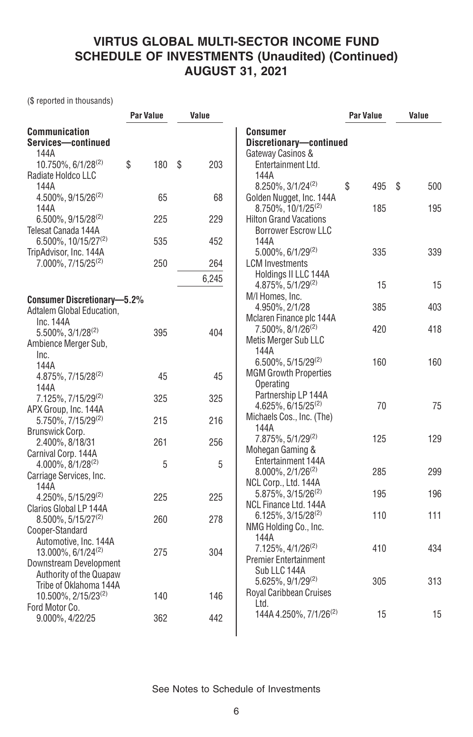# VIRTUS GLOBAL MULTI-SECTOR INCOME FUND
## SCHEDULE OF INVESTMENTS (Unaudited) (Continued)
## AUGUST 31, 2021

($ reported in thousands)

| | Par Value | Value |
|---|---|---|
| **Communication Services—continued** | | |
| 144A 10.750%, 6/1/28[(2)] | $ 180 | $ 203 |
| Radiate Holdco LLC | | |
| 144A 4.500%, 9/15/26[(2)] | 65 | 68 |
| 144A 6.500%, 9/15/28[(2)] | 225 | 229 |
| Telesat Canada 144A 6.500%, 10/15/27[(2)] | 535 | 452 |
| TripAdvisor, Inc. 144A 7.000%, 7/15/25[(2)] | 250 | 264 |
| | | 6,245 |
| **Consumer Discretionary—5.2%** | | |
| Adtalem Global Education, Inc. 144A 5.500%, 3/1/28[(2)] | 395 | 404 |
| Ambience Merger Sub, Inc. | | |
| 144A 4.875%, 7/15/28[(2)] | 45 | 45 |
| 144A 7.125%, 7/15/29[(2)] | 325 | 325 |
| APX Group, Inc. 144A 5.750%, 7/15/29[(2)] | 215 | 216 |
| Brunswick Corp. 2.400%, 8/18/31 | 261 | 256 |
| Carnival Corp. 144A 4.000%, 8/1/28[(2)] | 5 | 5 |
| Carriage Services, Inc. 144A 4.250%, 5/15/29[(2)] | 225 | 225 |
| Clarios Global LP 144A 8.500%, 5/15/27[(2)] | 260 | 278 |
| Cooper-Standard Automotive, Inc. 144A 13.000%, 6/1/24[(2)] | 275 | 304 |
| Downstream Development Authority of the Quapaw Tribe of Oklahoma 144A 10.500%, 2/15/23[(2)] | 140 | 146 |
| Ford Motor Co. 9.000%, 4/22/25 | 362 | 442 |
| **Consumer Discretionary—continued** | | |
| Gateway Casinos & Entertainment Ltd. 144A 8.250%, 3/1/24[(2)] | $ 495 | $ 500 |
| Golden Nugget, Inc. 144A 8.750%, 10/1/25[(2)] | 185 | 195 |
| Hilton Grand Vacations Borrower Escrow LLC 144A 5.000%, 6/1/29[(2)] | 335 | 339 |
| LCM Investments Holdings II LLC 144A 4.875%, 5/1/29[(2)] | 15 | 15 |
| M/I Homes, Inc. 4.950%, 2/1/28 | 385 | 403 |
| Mclaren Finance plc 144A 7.500%, 8/1/26[(2)] | 420 | 418 |
| Metis Merger Sub LLC 144A 6.500%, 5/15/29[(2)] | 160 | 160 |
| MGM Growth Properties Operating Partnership LP 144A 4.625%, 6/15/25[(2)] | 70 | 75 |
| Michaels Cos., Inc. (The) 144A 7.875%, 5/1/29[(2)] | 125 | 129 |
| Mohegan Gaming & Entertainment 144A 8.000%, 2/1/26[(2)] | 285 | 299 |
| NCL Corp., Ltd. 144A 5.875%, 3/15/26[(2)] | 195 | 196 |
| NCL Finance Ltd. 144A 6.125%, 3/15/28[(2)] | 110 | 111 |
| NMG Holding Co., Inc. 144A 7.125%, 4/1/26[(2)] | 410 | 434 |
| Premier Entertainment Sub LLC 144A 5.625%, 9/1/29[(2)] | 305 | 313 |
| Royal Caribbean Cruises Ltd. 144A 4.250%, 7/1/26[(2)] | 15 | 15 |

See Notes to Schedule of Investments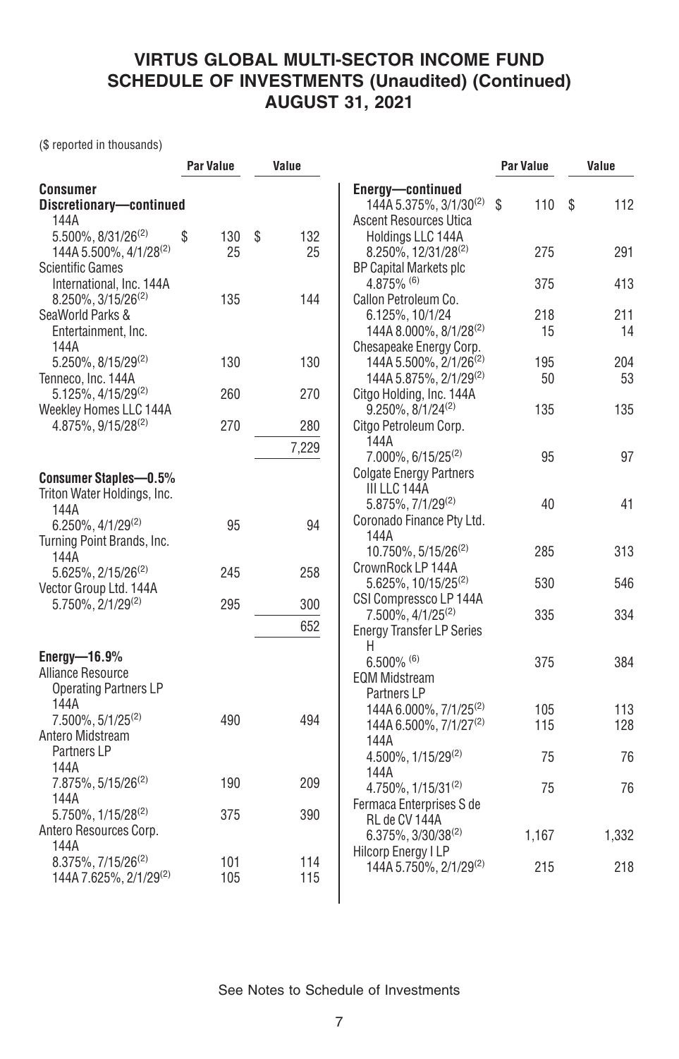# VIRTUS GLOBAL MULTI-SECTOR INCOME FUND
## SCHEDULE OF INVESTMENTS (Unaudited) (Continued)
## AUGUST 31, 2021

($ reported in thousands)

| | Par Value | Value |
|---|---|---|
| **Consumer Discretionary—continued** | | |
| 144A 5.500%, 8/31/26[(2)] | $ 130 | $ 132 |
| 144A 5.500%, 4/1/28[(2)] | 25 | 25 |
| Scientific Games International, Inc. 144A 8.250%, 3/15/26[(2)] | 135 | 144 |
| SeaWorld Parks & Entertainment, Inc. 144A 5.250%, 8/15/29[(2)] | 130 | 130 |
| Tenneco, Inc. 144A 5.125%, 4/15/29[(2)] | 260 | 270 |
| Weekley Homes LLC 144A 4.875%, 9/15/28[(2)] | 270 | 280 |
| | | 7,229 |
| **Consumer Staples—0.5%** | | |
| Triton Water Holdings, Inc. 144A 6.250%, 4/1/29[(2)] | 95 | 94 |
| Turning Point Brands, Inc. 144A 5.625%, 2/15/26[(2)] | 245 | 258 |
| Vector Group Ltd. 144A 5.750%, 2/1/29[(2)] | 295 | 300 |
| | | 652 |
| **Energy—16.9%** | | |
| Alliance Resource Operating Partners LP 144A 7.500%, 5/1/25[(2)] | 490 | 494 |
| Antero Midstream Partners LP | | |
| 144A 7.875%, 5/15/26[(2)] | 190 | 209 |
| 144A 5.750%, 1/15/28[(2)] | 375 | 390 |
| Antero Resources Corp. | | |
| 144A 8.375%, 7/15/26[(2)] | 101 | 114 |
| 144A 7.625%, 2/1/29[(2)] | 105 | 115 |

| | Par Value | Value |
|---|---|---|
| **Energy—continued** | | |
| 144A 5.375%, 3/1/30[(2)] | $ 110 | $ 112 |
| Ascent Resources Utica Holdings LLC 144A 8.250%, 12/31/28[(2)] | 275 | 291 |
| BP Capital Markets plc 4.875%[(6)] | 375 | 413 |
| Callon Petroleum Co. | | |
| 6.125%, 10/1/24 | 218 | 211 |
| 144A 8.000%, 8/1/28[(2)] | 15 | 14 |
| Chesapeake Energy Corp. | | |
| 144A 5.500%, 2/1/26[(2)] | 195 | 204 |
| 144A 5.875%, 2/1/29[(2)] | 50 | 53 |
| Citgo Holding, Inc. 144A 9.250%, 8/1/24[(2)] | 135 | 135 |
| Citgo Petroleum Corp. 144A 7.000%, 6/15/25[(2)] | 95 | 97 |
| Colgate Energy Partners III LLC 144A 5.875%, 7/1/29[(2)] | 40 | 41 |
| Coronado Finance Pty Ltd. 144A 10.750%, 5/15/26[(2)] | 285 | 313 |
| CrownRock LP 144A 5.625%, 10/15/25[(2)] | 530 | 546 |
| CSI Compressco LP 144A 7.500%, 4/1/25[(2)] | 335 | 334 |
| Energy Transfer LP Series H 6.500%[(6)] | 375 | 384 |
| EQM Midstream Partners LP | | |
| 144A 6.000%, 7/1/25[(2)] | 105 | 113 |
| 144A 6.500%, 7/1/27[(2)] | 115 | 128 |
| 144A 4.500%, 1/15/29[(2)] | 75 | 76 |
| 144A 4.750%, 1/15/31[(2)] | 75 | 76 |
| Fermaca Enterprises S de RL de CV 144A 6.375%, 3/30/38[(2)] | 1,167 | 1,332 |
| Hilcorp Energy I LP 144A 5.750%, 2/1/29[(2)] | 215 | 218 |

See Notes to Schedule of Investments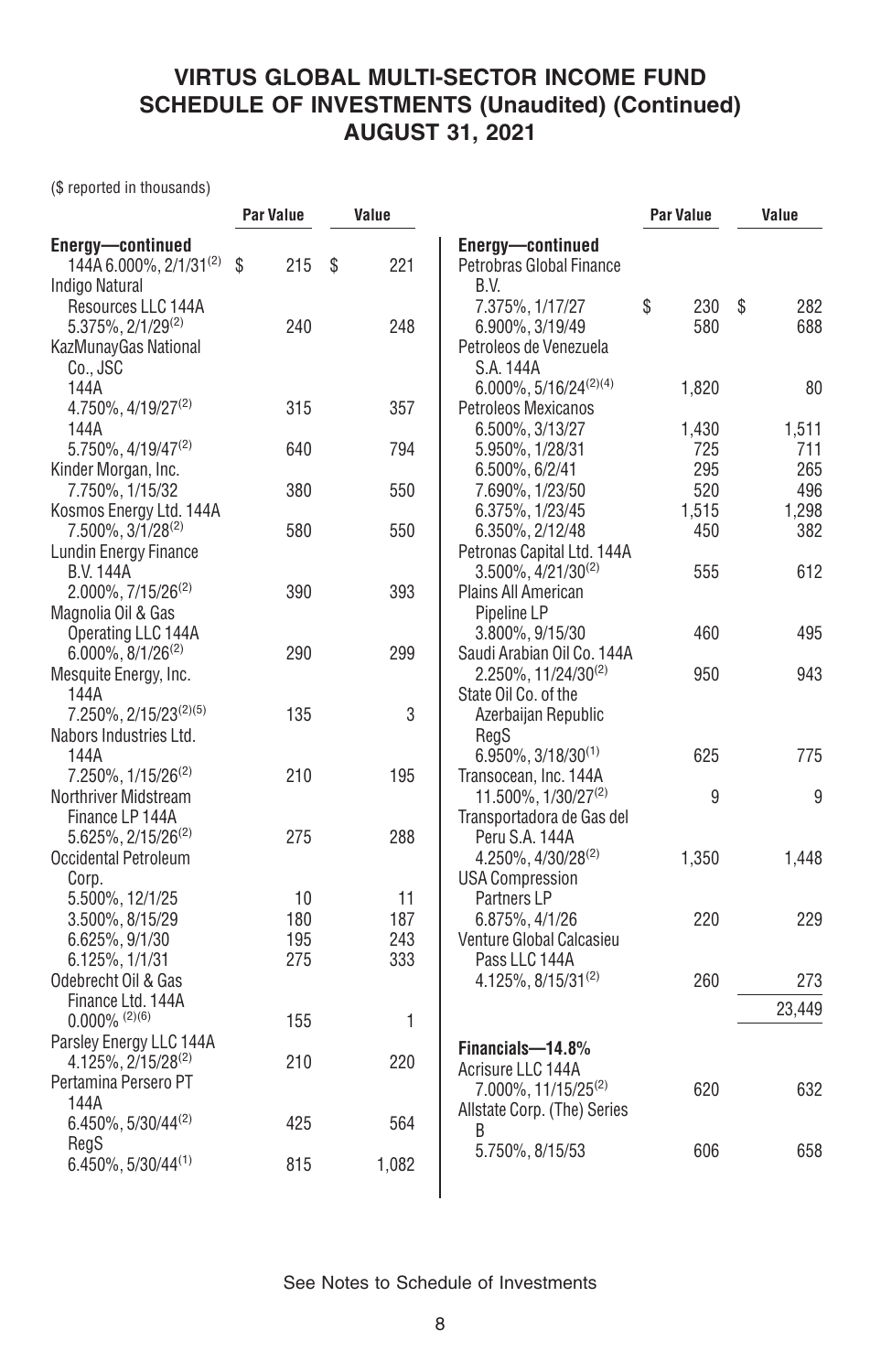# VIRTUS GLOBAL MULTI-SECTOR INCOME FUND
## SCHEDULE OF INVESTMENTS (Unaudited) (Continued)
## AUGUST 31, 2021

($ reported in thousands)

| | Par Value | Value |
|---|---|---|
| **Energy—continued** | | |
| 144A 6.000%, 2/1/31[(2)] | $ 215 | $ 221 |
| Indigo Natural Resources LLC 144A 5.375%, 2/1/29[(2)] | 240 | 248 |
| KazMunayGas National Co., JSC | | |
| 144A 4.750%, 4/19/27[(2)] | 315 | 357 |
| 144A 5.750%, 4/19/47[(2)] | 640 | 794 |
| Kinder Morgan, Inc. 7.750%, 1/15/32 | 380 | 550 |
| Kosmos Energy Ltd. 144A 7.500%, 3/1/28[(2)] | 580 | 550 |
| Lundin Energy Finance B.V. 144A 2.000%, 7/15/26[(2)] | 390 | 393 |
| Magnolia Oil & Gas Operating LLC 144A 6.000%, 8/1/26[(2)] | 290 | 299 |
| Mesquite Energy, Inc. 144A 7.250%, 2/15/23[(2)(5)] | 135 | 3 |
| Nabors Industries Ltd. 144A 7.250%, 1/15/26[(2)] | 210 | 195 |
| Northriver Midstream Finance LP 144A 5.625%, 2/15/26[(2)] | 275 | 288 |
| Occidental Petroleum Corp. | | |
| 5.500%, 12/1/25 | 10 | 11 |
| 3.500%, 8/15/29 | 180 | 187 |
| 6.625%, 9/1/30 | 195 | 243 |
| 6.125%, 1/1/31 | 275 | 333 |
| Odebrecht Oil & Gas Finance Ltd. 144A 0.000% [(2)(6)] | 155 | 1 |
| Parsley Energy LLC 144A 4.125%, 2/15/28[(2)] | 210 | 220 |
| Pertamina Persero PT | | |
| 144A 6.450%, 5/30/44[(2)] | 425 | 564 |
| RegS 6.450%, 5/30/44[(1)] | 815 | 1,082 |
| Petrobras Global Finance B.V. | | |
| 7.375%, 1/17/27 | $ 230 | $ 282 |
| 6.900%, 3/19/49 | 580 | 688 |
| Petroleos de Venezuela S.A. 144A 6.000%, 5/16/24[(2)(4)] | 1,820 | 80 |
| Petroleos Mexicanos | | |
| 6.500%, 3/13/27 | 1,430 | 1,511 |
| 5.950%, 1/28/31 | 725 | 711 |
| 6.500%, 6/2/41 | 295 | 265 |
| 7.690%, 1/23/50 | 520 | 496 |
| 6.375%, 1/23/45 | 1,515 | 1,298 |
| 6.350%, 2/12/48 | 450 | 382 |
| Petronas Capital Ltd. 144A 3.500%, 4/21/30[(2)] | 555 | 612 |
| Plains All American Pipeline LP 3.800%, 9/15/30 | 460 | 495 |
| Saudi Arabian Oil Co. 144A 2.250%, 11/24/30[(2)] | 950 | 943 |
| State Oil Co. of the Azerbaijan Republic RegS 6.950%, 3/18/30[(1)] | 625 | 775 |
| Transocean, Inc. 144A 11.500%, 1/30/27[(2)] | 9 | 9 |
| Transportadora de Gas del Peru S.A. 144A 4.250%, 4/30/28[(2)] | 1,350 | 1,448 |
| USA Compression Partners LP 6.875%, 4/1/26 | 220 | 229 |
| Venture Global Calcasieu Pass LLC 144A 4.125%, 8/15/31[(2)] | 260 | 273 |
| | | 23,449 |
| **Financials—14.8%** | | |
| Acrisure LLC 144A 7.000%, 11/15/25[(2)] | 620 | 632 |
| Allstate Corp. (The) Series B 5.750%, 8/15/53 | 606 | 658 |

See Notes to Schedule of Investments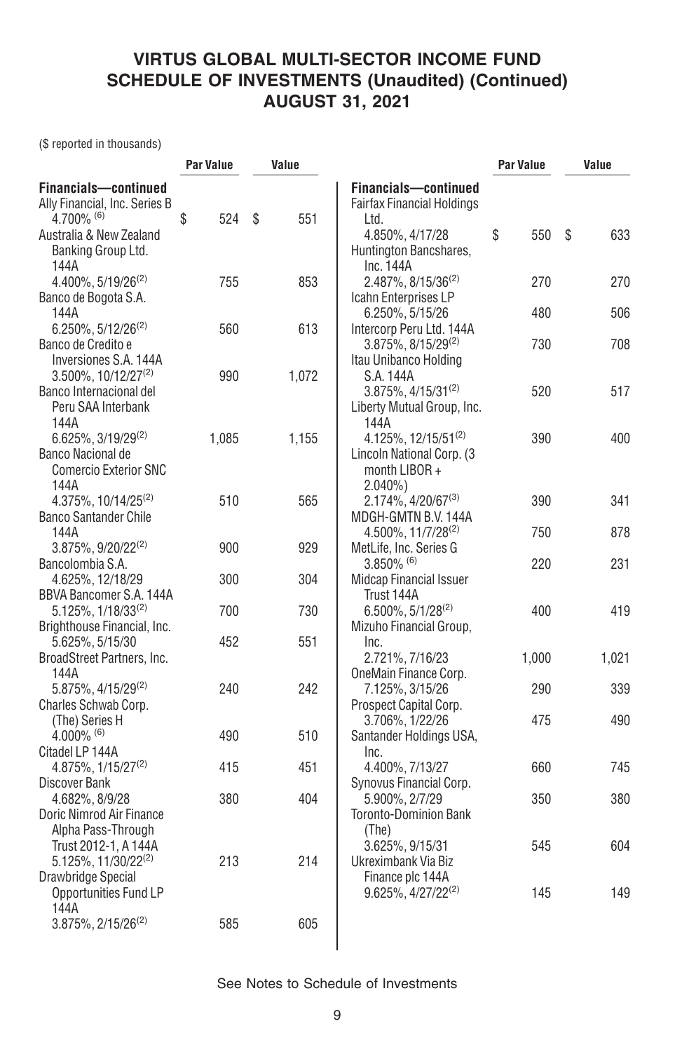# VIRTUS GLOBAL MULTI-SECTOR INCOME FUND
## SCHEDULE OF INVESTMENTS (Unaudited) (Continued)
## AUGUST 31, 2021

($ reported in thousands)

| | Par Value | Value |
|---|---|---|
| **Financials—continued** | | |
| Ally Financial, Inc. Series B 4.700% (6) | $ 524 | $ 551 |
| Australia & New Zealand Banking Group Ltd. 144A 4.400%, 5/19/26(2) | 755 | 853 |
| Banco de Bogota S.A. 144A 6.250%, 5/12/26(2) | 560 | 613 |
| Banco de Credito e Inversiones S.A. 144A 3.500%, 10/12/27(2) | 990 | 1,072 |
| Banco Internacional del Peru SAA Interbank 144A 6.625%, 3/19/29(2) | 1,085 | 1,155 |
| Banco Nacional de Comercio Exterior SNC 144A 4.375%, 10/14/25(2) | 510 | 565 |
| Banco Santander Chile 144A 3.875%, 9/20/22(2) | 900 | 929 |
| Bancolombia S.A. 4.625%, 12/18/29 | 300 | 304 |
| BBVA Bancomer S.A. 144A 5.125%, 1/18/33(2) | 700 | 730 |
| Brighthouse Financial, Inc. 5.625%, 5/15/30 | 452 | 551 |
| BroadStreet Partners, Inc. 144A 5.875%, 4/15/29(2) | 240 | 242 |
| Charles Schwab Corp. (The) Series H 4.000% (6) | 490 | 510 |
| Citadel LP 144A 4.875%, 1/15/27(2) | 415 | 451 |
| Discover Bank 4.682%, 8/9/28 | 380 | 404 |
| Doric Nimrod Air Finance Alpha Pass-Through Trust 2012-1, A 144A 5.125%, 11/30/22(2) | 213 | 214 |
| Drawbridge Special Opportunities Fund LP 144A 3.875%, 2/15/26(2) | 585 | 605 |
| Fairfax Financial Holdings Ltd. 4.850%, 4/17/28 | $ 550 | $ 633 |
| Huntington Bancshares, Inc. 144A 2.487%, 8/15/36(2) | 270 | 270 |
| Icahn Enterprises LP 6.250%, 5/15/26 | 480 | 506 |
| Intercorp Peru Ltd. 144A 3.875%, 8/15/29(2) | 730 | 708 |
| Itau Unibanco Holding S.A. 144A 3.875%, 4/15/31(2) | 520 | 517 |
| Liberty Mutual Group, Inc. 144A 4.125%, 12/15/51(2) | 390 | 400 |
| Lincoln National Corp. (3 month LIBOR + 2.040%) 2.174%, 4/20/67(3) | 390 | 341 |
| MDGH-GMTN B.V. 144A 4.500%, 11/7/28(2) | 750 | 878 |
| MetLife, Inc. Series G 3.850% (6) | 220 | 231 |
| Midcap Financial Issuer Trust 144A 6.500%, 5/1/28(2) | 400 | 419 |
| Mizuho Financial Group, Inc. 2.721%, 7/16/23 | 1,000 | 1,021 |
| OneMain Finance Corp. 7.125%, 3/15/26 | 290 | 339 |
| Prospect Capital Corp. 3.706%, 1/22/26 | 475 | 490 |
| Santander Holdings USA, Inc. 4.400%, 7/13/27 | 660 | 745 |
| Synovus Financial Corp. 5.900%, 2/7/29 | 350 | 380 |
| Toronto-Dominion Bank (The) 3.625%, 9/15/31 | 545 | 604 |
| Ukreximbank Via Biz Finance plc 144A 9.625%, 4/27/22(2) | 145 | 149 |

See Notes to Schedule of Investments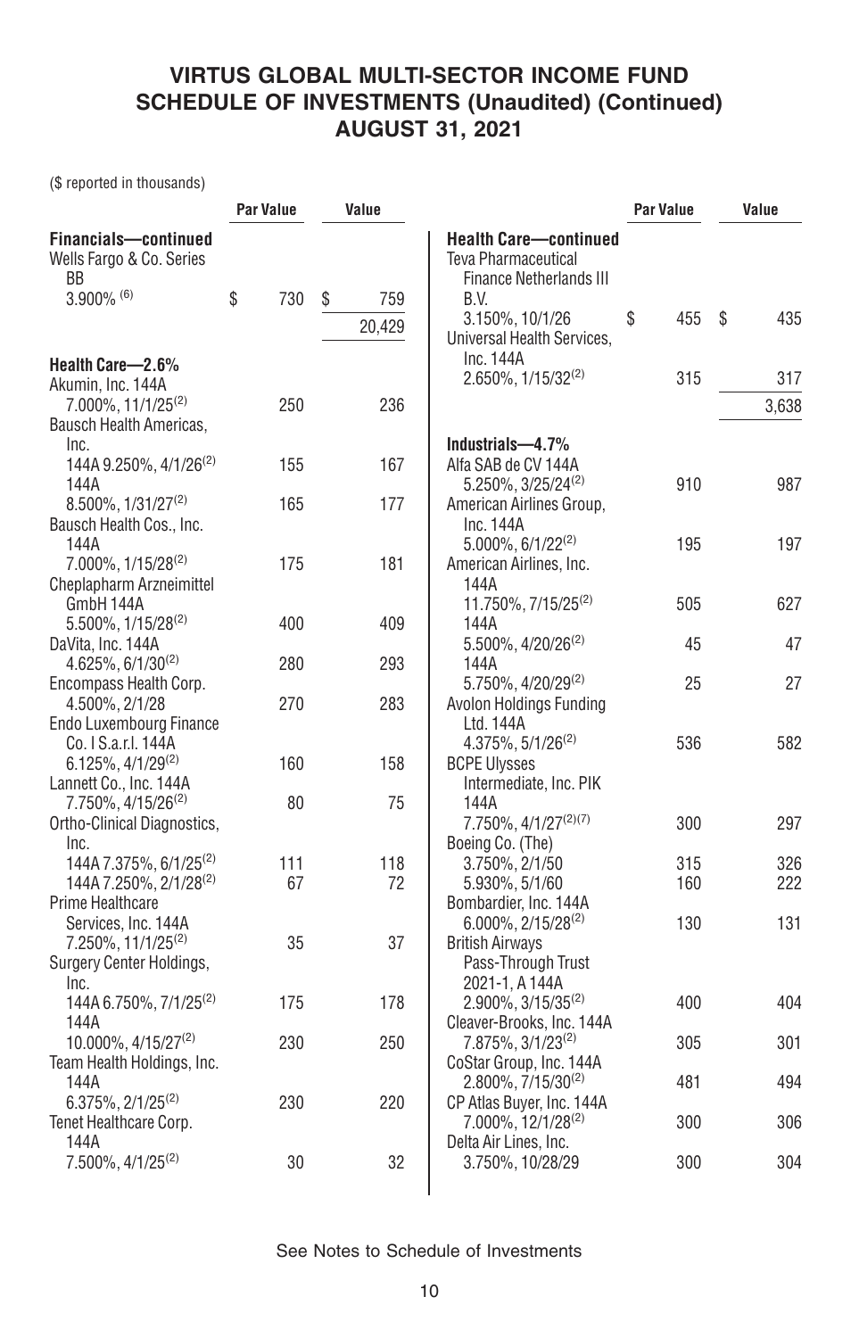# VIRTUS GLOBAL MULTI-SECTOR INCOME FUND
## SCHEDULE OF INVESTMENTS (Unaudited) (Continued)
## AUGUST 31, 2021

($ reported in thousands)

| | Par Value | Value |
|---|---|---|
| **Financials—continued** | | |
| Wells Fargo & Co. Series BB 3.900% [(6)] | $ 730 | $ 759 |
| | | 20,429 |
| **Health Care—2.6%** | | |
| Akumin, Inc. 144A 7.000%, 11/1/25[(2)] | 250 | 236 |
| Bausch Health Americas, Inc. | | |
| 144A 9.250%, 4/1/26[(2)] | 155 | 167 |
| 144A 8.500%, 1/31/27[(2)] | 165 | 177 |
| Bausch Health Cos., Inc. 144A 7.000%, 1/15/28[(2)] | 175 | 181 |
| Cheplapharm Arzneimittel GmbH 144A 5.500%, 1/15/28[(2)] | 400 | 409 |
| DaVita, Inc. 144A 4.625%, 6/1/30[(2)] | 280 | 293 |
| Encompass Health Corp. 4.500%, 2/1/28 | 270 | 283 |
| Endo Luxembourg Finance Co. I S.a.r.l. 144A 6.125%, 4/1/29[(2)] | 160 | 158 |
| Lannett Co., Inc. 144A 7.750%, 4/15/26[(2)] | 80 | 75 |
| Ortho-Clinical Diagnostics, Inc. | | |
| 144A 7.375%, 6/1/25[(2)] | 111 | 118 |
| 144A 7.250%, 2/1/28[(2)] | 67 | 72 |
| Prime Healthcare Services, Inc. 144A 7.250%, 11/1/25[(2)] | 35 | 37 |
| Surgery Center Holdings, Inc. | | |
| 144A 6.750%, 7/1/25[(2)] | 175 | 178 |
| 144A 10.000%, 4/15/27[(2)] | 230 | 250 |
| Team Health Holdings, Inc. 144A 6.375%, 2/1/25[(2)] | 230 | 220 |
| Tenet Healthcare Corp. 144A 7.500%, 4/1/25[(2)] | 30 | 32 |
| **Health Care—continued** | | |
| Teva Pharmaceutical Finance Netherlands III B.V. 3.150%, 10/1/26 | $ 455 | $ 435 |
| Universal Health Services, Inc. 144A 2.650%, 1/15/32[(2)] | 315 | 317 |
| | | 3,638 |
| **Industrials—4.7%** | | |
| Alfa SAB de CV 144A 5.250%, 3/25/24[(2)] | 910 | 987 |
| American Airlines Group, Inc. 144A 5.000%, 6/1/22[(2)] | 195 | 197 |
| American Airlines, Inc. | | |
| 144A 11.750%, 7/15/25[(2)] | 505 | 627 |
| 144A 5.500%, 4/20/26[(2)] | 45 | 47 |
| 144A 5.750%, 4/20/29[(2)] | 25 | 27 |
| Avolon Holdings Funding Ltd. 144A 4.375%, 5/1/26[(2)] | 536 | 582 |
| BCPE Ulysses Intermediate, Inc. PIK 144A 7.750%, 4/1/27[(2)(7)] | 300 | 297 |
| Boeing Co. (The) | | |
| 3.750%, 2/1/50 | 315 | 326 |
| 5.930%, 5/1/60 | 160 | 222 |
| Bombardier, Inc. 144A 6.000%, 2/15/28[(2)] | 130 | 131 |
| British Airways Pass-Through Trust 2021-1, A 144A 2.900%, 3/15/35[(2)] | 400 | 404 |
| Cleaver-Brooks, Inc. 144A 7.875%, 3/1/23[(2)] | 305 | 301 |
| CoStar Group, Inc. 144A 2.800%, 7/15/30[(2)] | 481 | 494 |
| CP Atlas Buyer, Inc. 144A 7.000%, 12/1/28[(2)] | 300 | 306 |
| Delta Air Lines, Inc. 3.750%, 10/28/29 | 300 | 304 |

See Notes to Schedule of Investments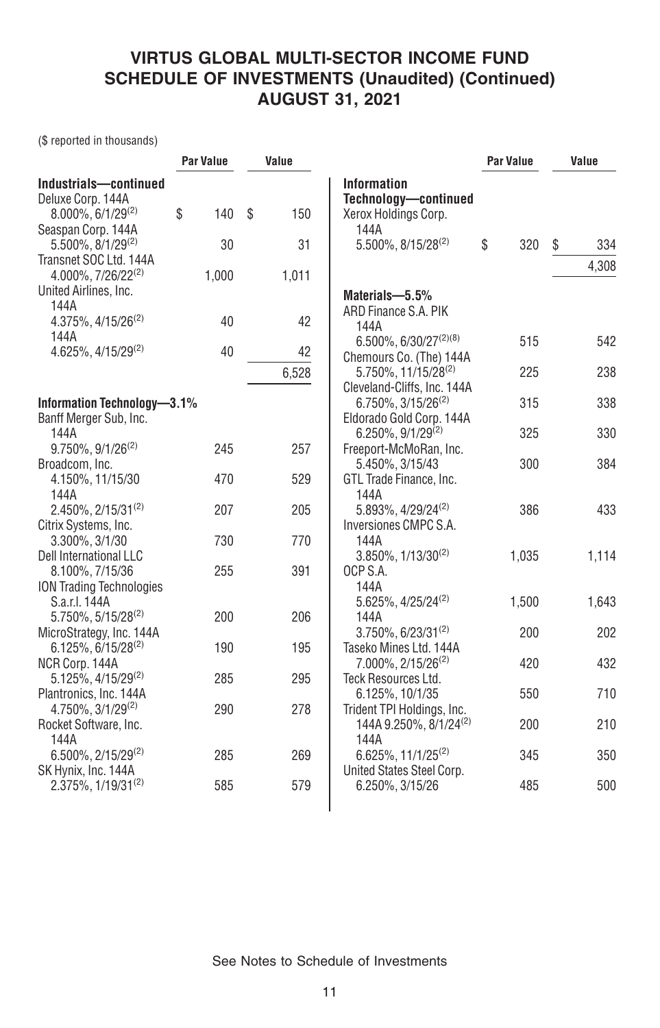# VIRTUS GLOBAL MULTI-SECTOR INCOME FUND
## SCHEDULE OF INVESTMENTS (Unaudited) (Continued)
## AUGUST 31, 2021

($ reported in thousands)

| | Par Value | Value |
|---|---|---|
| **Industrials—continued** | | |
| Deluxe Corp. 144A 8.000%, 6/1/29[(2)] | $ 140 | $ 150 |
| Seaspan Corp. 144A 5.500%, 8/1/29[(2)] | 30 | 31 |
| Transnet SOC Ltd. 144A 4.000%, 7/26/22[(2)] | 1,000 | 1,011 |
| United Airlines, Inc. | | |
| 144A 4.375%, 4/15/26[(2)] | 40 | 42 |
| 144A 4.625%, 4/15/29[(2)] | 40 | 42 |
| | | 6,528 |
| **Information Technology—3.1%** | | |
| Banff Merger Sub, Inc. 144A 9.750%, 9/1/26[(2)] | 245 | 257 |
| Broadcom, Inc. | | |
| 4.150%, 11/15/30 | 470 | 529 |
| 144A 2.450%, 2/15/31[(2)] | 207 | 205 |
| Citrix Systems, Inc. 3.300%, 3/1/30 | 730 | 770 |
| Dell International LLC 8.100%, 7/15/36 | 255 | 391 |
| ION Trading Technologies S.a.r.l. 144A 5.750%, 5/15/28[(2)] | 200 | 206 |
| MicroStrategy, Inc. 144A 6.125%, 6/15/28[(2)] | 190 | 195 |
| NCR Corp. 144A 5.125%, 4/15/29[(2)] | 285 | 295 |
| Plantronics, Inc. 144A 4.750%, 3/1/29[(2)] | 290 | 278 |
| Rocket Software, Inc. 144A 6.500%, 2/15/29[(2)] | 285 | 269 |
| SK Hynix, Inc. 144A 2.375%, 1/19/31[(2)] | 585 | 579 |
| **Information Technology—continued** | | |
| Xerox Holdings Corp. 144A 5.500%, 8/15/28[(2)] | $ 320 | $ 334 |
| | | 4,308 |
| **Materials—5.5%** | | |
| ARD Finance S.A. PIK 144A 6.500%, 6/30/27[(2)(8)] | 515 | 542 |
| Chemours Co. (The) 144A 5.750%, 11/15/28[(2)] | 225 | 238 |
| Cleveland-Cliffs, Inc. 144A 6.750%, 3/15/26[(2)] | 315 | 338 |
| Eldorado Gold Corp. 144A 6.250%, 9/1/29[(2)] | 325 | 330 |
| Freeport-McMoRan, Inc. 5.450%, 3/15/43 | 300 | 384 |
| GTL Trade Finance, Inc. 144A 5.893%, 4/29/24[(2)] | 386 | 433 |
| Inversiones CMPC S.A. 144A 3.850%, 1/13/30[(2)] | 1,035 | 1,114 |
| OCP S.A. | | |
| 144A 5.625%, 4/25/24[(2)] | 1,500 | 1,643 |
| 144A 3.750%, 6/23/31[(2)] | 200 | 202 |
| Taseko Mines Ltd. 144A 7.000%, 2/15/26[(2)] | 420 | 432 |
| Teck Resources Ltd. 6.125%, 10/1/35 | 550 | 710 |
| Trident TPI Holdings, Inc. | | |
| 144A 9.250%, 8/1/24[(2)] | 200 | 210 |
| 144A 6.625%, 11/1/25[(2)] | 345 | 350 |
| United States Steel Corp. 6.250%, 3/15/26 | 485 | 500 |

See Notes to Schedule of Investments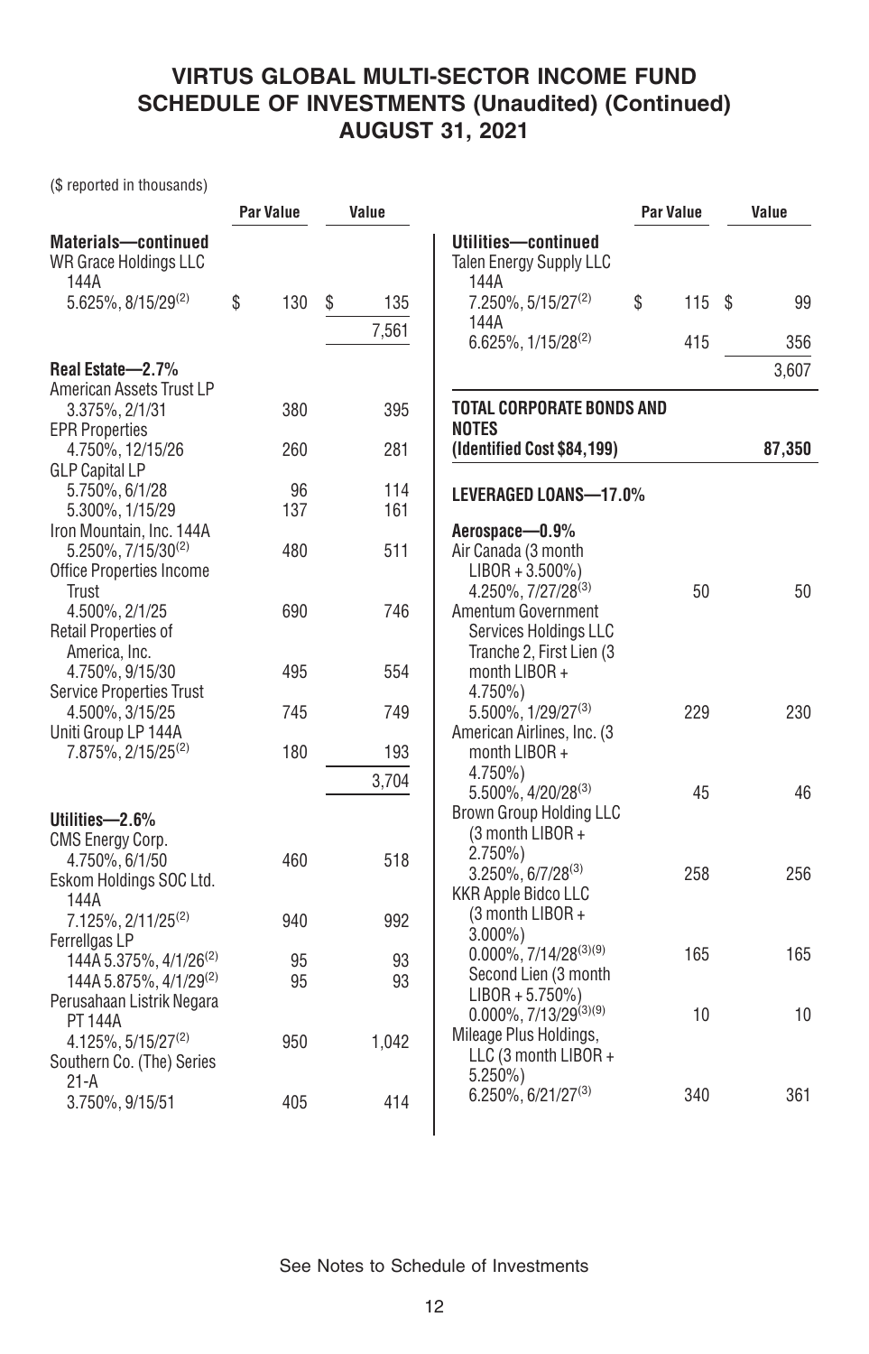# VIRTUS GLOBAL MULTI-SECTOR INCOME FUND
## SCHEDULE OF INVESTMENTS (Unaudited) (Continued)
## AUGUST 31, 2021

($ reported in thousands)

| | Par Value | Value |
|---|---|---|
| **Materials—continued** | | |
| WR Grace Holdings LLC 144A 5.625%, 8/15/29[(2)] | $ 130 | $ 135 |
| | | 7,561 |
| **Real Estate—2.7%** | | |
| American Assets Trust LP 3.375%, 2/1/31 | 380 | 395 |
| EPR Properties 4.750%, 12/15/26 | 260 | 281 |
| GLP Capital LP | | |
| 5.750%, 6/1/28 | 96 | 114 |
| 5.300%, 1/15/29 | 137 | 161 |
| Iron Mountain, Inc. 144A 5.250%, 7/15/30[(2)] | 480 | 511 |
| Office Properties Income Trust 4.500%, 2/1/25 | 690 | 746 |
| Retail Properties of America, Inc. 4.750%, 9/15/30 | 495 | 554 |
| Service Properties Trust 4.500%, 3/15/25 | 745 | 749 |
| Uniti Group LP 144A 7.875%, 2/15/25[(2)] | 180 | 193 |
| | | 3,704 |
| **Utilities—2.6%** | | |
| CMS Energy Corp. 4.750%, 6/1/50 | 460 | 518 |
| Eskom Holdings SOC Ltd. 144A 7.125%, 2/11/25[(2)] | 940 | 992 |
| Ferrellgas LP | | |
| 144A 5.375%, 4/1/26[(2)] | 95 | 93 |
| 144A 5.875%, 4/1/29[(2)] | 95 | 93 |
| Perusahaan Listrik Negara PT 144A 4.125%, 5/15/27[(2)] | 950 | 1,042 |
| Southern Co. (The) Series 21-A 3.750%, 9/15/51 | 405 | 414 |
| **Utilities—continued** | | |
| Talen Energy Supply LLC | | |
| 144A 7.250%, 5/15/27[(2)] | $ 115 | $ 99 |
| 144A 6.625%, 1/15/28[(2)] | 415 | 356 |
| | | 3,607 |
| **TOTAL CORPORATE BONDS AND NOTES (Identified Cost $84,199)** | | **87,350** |
| **LEVERAGED LOANS—17.0%** | | |
| **Aerospace—0.9%** | | |
| Air Canada (3 month LIBOR + 3.500%) 4.250%, 7/27/28[(3)] | 50 | 50 |
| Amentum Government Services Holdings LLC Tranche 2, First Lien (3 month LIBOR + 4.750%) 5.500%, 1/29/27[(3)] | 229 | 230 |
| American Airlines, Inc. (3 month LIBOR + 4.750%) 5.500%, 4/20/28[(3)] | 45 | 46 |
| Brown Group Holding LLC (3 month LIBOR + 2.750%) 3.250%, 6/7/28[(3)] | 258 | 256 |
| KKR Apple Bidco LLC (3 month LIBOR + 3.000%) 0.000%, 7/14/28[(3)(9)] | 165 | 165 |
| Second Lien (3 month LIBOR + 5.750%) 0.000%, 7/13/29[(3)(9)] | 10 | 10 |
| Mileage Plus Holdings, LLC (3 month LIBOR + 5.250%) 6.250%, 6/21/27[(3)] | 340 | 361 |

See Notes to Schedule of Investments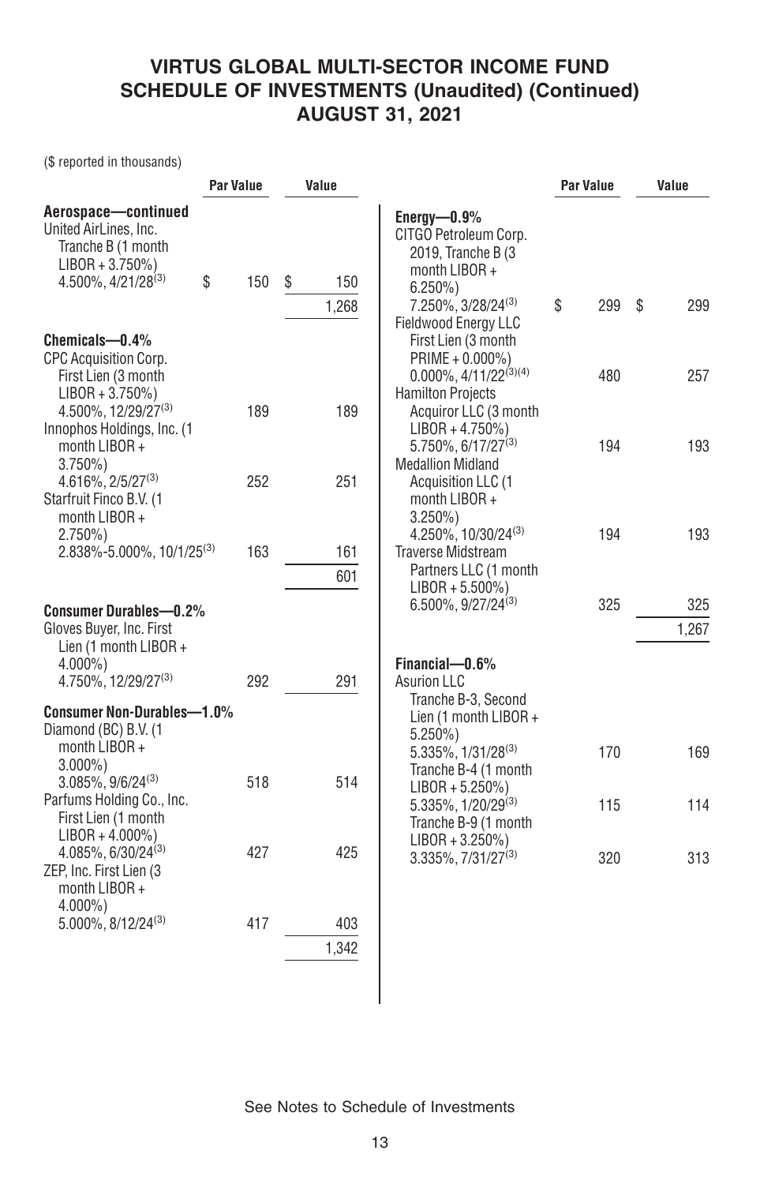# VIRTUS GLOBAL MULTI-SECTOR INCOME FUND
## SCHEDULE OF INVESTMENTS (Unaudited) (Continued)
## AUGUST 31, 2021

($ reported in thousands)

| | Par Value | Value |
|---|---|---|
| **Aerospace—continued** | | |
| United AirLines, Inc. Tranche B (1 month LIBOR + 3.750%) 4.500%, 4/21/28[3] | $ 150 | $ 150 |
| | | 1,268 |
| **Chemicals—0.4%** | | |
| CPC Acquisition Corp. First Lien (3 month LIBOR + 3.750%) 4.500%, 12/29/27[3] | 189 | 189 |
| Innophos Holdings, Inc. (1 month LIBOR + 3.750%) 4.616%, 2/5/27[3] | 252 | 251 |
| Starfruit Finco B.V. (1 month LIBOR + 2.750%) 2.838%-5.000%, 10/1/25[3] | 163 | 161 |
| | | 601 |
| **Consumer Durables—0.2%** | | |
| Gloves Buyer, Inc. First Lien (1 month LIBOR + 4.000%) 4.750%, 12/29/27[3] | 292 | 291 |
| **Consumer Non-Durables—1.0%** | | |
| Diamond (BC) B.V. (1 month LIBOR + 3.000%) 3.085%, 9/6/24[3] | 518 | 514 |
| Parfums Holding Co., Inc. First Lien (1 month LIBOR + 4.000%) 4.085%, 6/30/24[3] | 427 | 425 |
| ZEP, Inc. First Lien (3 month LIBOR + 4.000%) 5.000%, 8/12/24[3] | 417 | 403 |
| | | 1,342 |
| **Energy—0.9%** | | |
| CITGO Petroleum Corp. 2019, Tranche B (3 month LIBOR + 6.250%) 7.250%, 3/28/24[3] | $ 299 | $ 299 |
| Fieldwood Energy LLC First Lien (3 month PRIME + 0.000%) 0.000%, 4/11/22[3][4] | 480 | 257 |
| Hamilton Projects Acquiror LLC (3 month LIBOR + 4.750%) 5.750%, 6/17/27[3] | 194 | 193 |
| Medallion Midland Acquisition LLC (1 month LIBOR + 3.250%) 4.250%, 10/30/24[3] | 194 | 193 |
| Traverse Midstream Partners LLC (1 month LIBOR + 5.500%) 6.500%, 9/27/24[3] | 325 | 325 |
| | | 1,267 |
| **Financial—0.6%** | | |
| Asurion LLC | | |
| Tranche B-3, Second Lien (1 month LIBOR + 5.250%) 5.335%, 1/31/28[3] | 170 | 169 |
| Tranche B-4 (1 month LIBOR + 5.250%) 5.335%, 1/20/29[3] | 115 | 114 |
| Tranche B-9 (1 month LIBOR + 3.250%) 3.335%, 7/31/27[3] | 320 | 313 |

See Notes to Schedule of Investments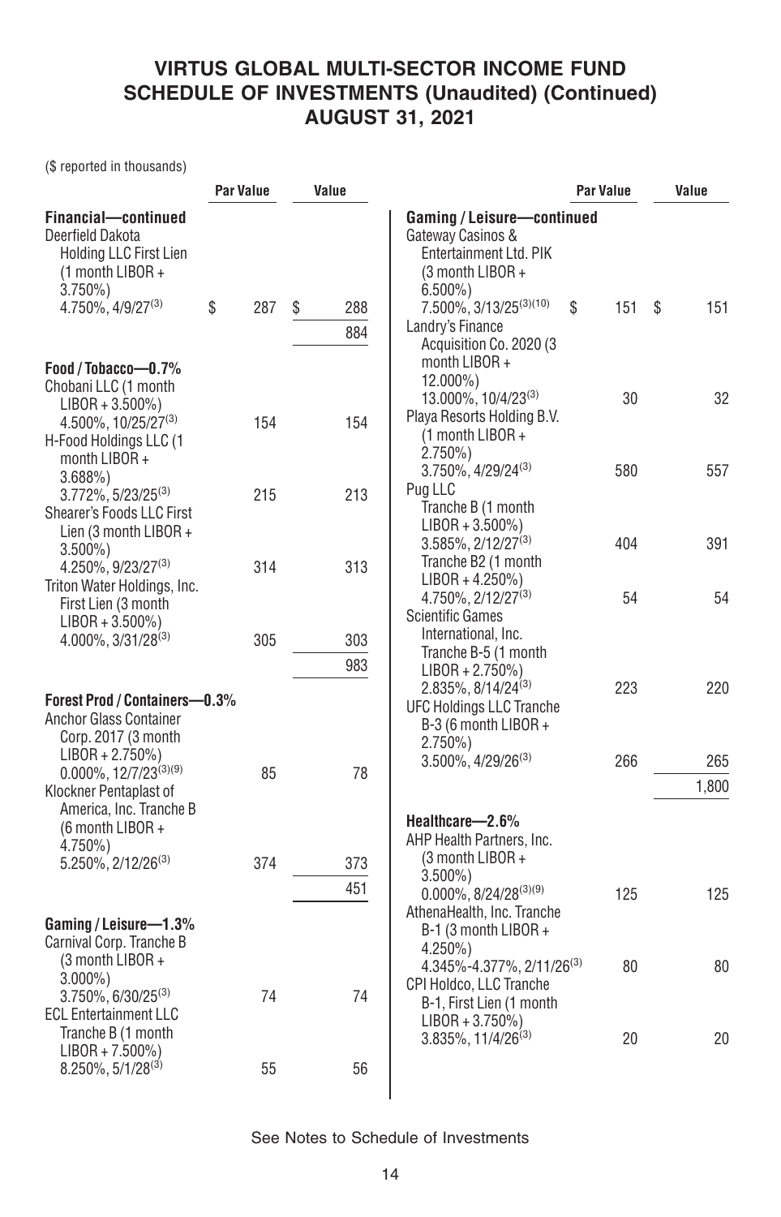# VIRTUS GLOBAL MULTI-SECTOR INCOME FUND
## SCHEDULE OF INVESTMENTS (Unaudited) (Continued)
## AUGUST 31, 2021

($ reported in thousands)

| | Par Value | Value |
|---|---|---|
| **Financial—continued** | | |
| Deerfield Dakota Holding LLC First Lien (1 month LIBOR + 3.750%) 4.750%, 4/9/27(3) | $ 287 | $ 288 |
| | | 884 |
| **Food / Tobacco—0.7%** | | |
| Chobani LLC (1 month LIBOR + 3.500%) 4.500%, 10/25/27(3) | 154 | 154 |
| H-Food Holdings LLC (1 month LIBOR + 3.688%) 3.772%, 5/23/25(3) | 215 | 213 |
| Shearer's Foods LLC First Lien (3 month LIBOR + 3.500%) 4.250%, 9/23/27(3) | 314 | 313 |
| Triton Water Holdings, Inc. First Lien (3 month LIBOR + 3.500%) 4.000%, 3/31/28(3) | 305 | 303 |
| | | 983 |
| **Forest Prod / Containers—0.3%** | | |
| Anchor Glass Container Corp. 2017 (3 month LIBOR + 2.750%) 0.000%, 12/7/23(3)(9) | 85 | 78 |
| Klockner Pentaplast of America, Inc. Tranche B (6 month LIBOR + 4.750%) 5.250%, 2/12/26(3) | 374 | 373 |
| | | 451 |
| **Gaming / Leisure—1.3%** | | |
| Carnival Corp. Tranche B (3 month LIBOR + 3.000%) 3.750%, 6/30/25(3) | 74 | 74 |
| ECL Entertainment LLC Tranche B (1 month LIBOR + 7.500%) 8.250%, 5/1/28(3) | 55 | 56 |
| **Gaming / Leisure—continued** | | |
| Gateway Casinos & Entertainment Ltd. PIK (3 month LIBOR + 6.500%) 7.500%, 3/13/25(3)(10) | $ 151 | $ 151 |
| Landry's Finance Acquisition Co. 2020 (3 month LIBOR + 12.000%) 13.000%, 10/4/23(3) | 30 | 32 |
| Playa Resorts Holding B.V. (1 month LIBOR + 2.750%) 3.750%, 4/29/24(3) | 580 | 557 |
| Pug LLC | | |
| Tranche B (1 month LIBOR + 3.500%) 3.585%, 2/12/27(3) | 404 | 391 |
| Tranche B2 (1 month LIBOR + 4.250%) 4.750%, 2/12/27(3) | 54 | 54 |
| Scientific Games International, Inc. Tranche B-5 (1 month LIBOR + 2.750%) 2.835%, 8/14/24(3) | 223 | 220 |
| UFC Holdings LLC Tranche B-3 (6 month LIBOR + 2.750%) 3.500%, 4/29/26(3) | 266 | 265 |
| | | 1,800 |
| **Healthcare—2.6%** | | |
| AHP Health Partners, Inc. (3 month LIBOR + 3.500%) 0.000%, 8/24/28(3)(9) | 125 | 125 |
| AthenaHealth, Inc. Tranche B-1 (3 month LIBOR + 4.250%) 4.345%-4.377%, 2/11/26(3) | 80 | 80 |
| CPI Holdco, LLC Tranche B-1, First Lien (1 month LIBOR + 3.750%) 3.835%, 11/4/26(3) | 20 | 20 |

See Notes to Schedule of Investments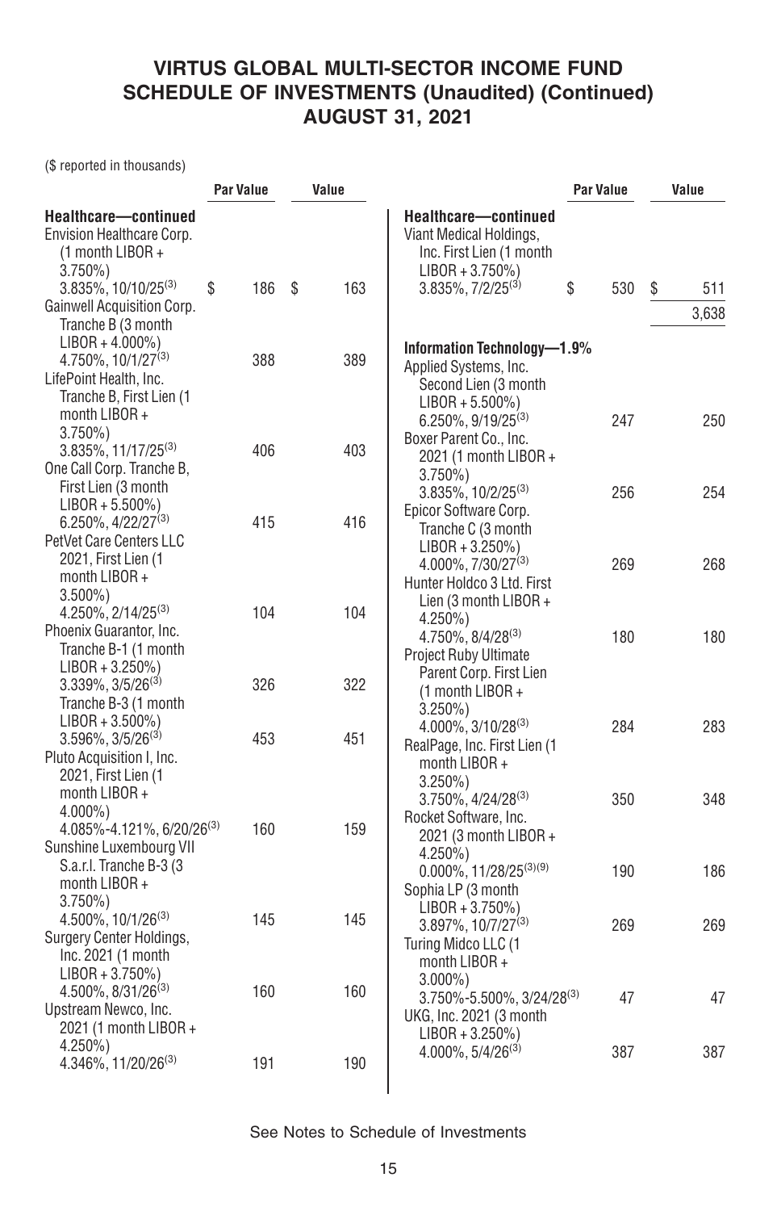# VIRTUS GLOBAL MULTI-SECTOR INCOME FUND
## SCHEDULE OF INVESTMENTS (Unaudited) (Continued)
## AUGUST 31, 2021

($ reported in thousands)

| | Par Value | Value |
|---|---|---|
| **Healthcare—continued** | | |
| Envision Healthcare Corp. (1 month LIBOR + 3.750%) 3.835%, 10/10/25[3] | $ 186 | $ 163 |
| Gainwell Acquisition Corp. Tranche B (3 month LIBOR + 4.000%) 4.750%, 10/1/27[3] | 388 | 389 |
| LifePoint Health, Inc. Tranche B, First Lien (1 month LIBOR + 3.750%) 3.835%, 11/17/25[3] | 406 | 403 |
| One Call Corp. Tranche B, First Lien (3 month LIBOR + 5.500%) 6.250%, 4/22/27[3] | 415 | 416 |
| PetVet Care Centers LLC 2021, First Lien (1 month LIBOR + 3.500%) 4.250%, 2/14/25[3] | 104 | 104 |
| Phoenix Guarantor, Inc. | | |
| Tranche B-1 (1 month LIBOR + 3.250%) 3.339%, 3/5/26[3] | 326 | 322 |
| Tranche B-3 (1 month LIBOR + 3.500%) 3.596%, 3/5/26[3] | 453 | 451 |
| Pluto Acquisition I, Inc. 2021, First Lien (1 month LIBOR + 4.000%) 4.085%-4.121%, 6/20/26[3] | 160 | 159 |
| Sunshine Luxembourg VII S.a.r.l. Tranche B-3 (3 month LIBOR + 3.750%) 4.500%, 10/1/26[3] | 145 | 145 |
| Surgery Center Holdings, Inc. 2021 (1 month LIBOR + 3.750%) 4.500%, 8/31/26[3] | 160 | 160 |
| Upstream Newco, Inc. 2021 (1 month LIBOR + 4.250%) 4.346%, 11/20/26[3] | 191 | 190 |
| Viant Medical Holdings, Inc. First Lien (1 month LIBOR + 3.750%) 3.835%, 7/2/25[3] | $ 530 | $ 511 |
| | | 3,638 |
| **Information Technology—1.9%** | | |
| Applied Systems, Inc. Second Lien (3 month LIBOR + 5.500%) 6.250%, 9/19/25[3] | 247 | 250 |
| Boxer Parent Co., Inc. 2021 (1 month LIBOR + 3.750%) 3.835%, 10/2/25[3] | 256 | 254 |
| Epicor Software Corp. Tranche C (3 month LIBOR + 3.250%) 4.000%, 7/30/27[3] | 269 | 268 |
| Hunter Holdco 3 Ltd. First Lien (3 month LIBOR + 4.250%) 4.750%, 8/4/28[3] | 180 | 180 |
| Project Ruby Ultimate Parent Corp. First Lien (1 month LIBOR + 3.250%) 4.000%, 3/10/28[3] | 284 | 283 |
| RealPage, Inc. First Lien (1 month LIBOR + 3.250%) 3.750%, 4/24/28[3] | 350 | 348 |
| Rocket Software, Inc. 2021 (3 month LIBOR + 4.250%) 0.000%, 11/28/25[3][9] | 190 | 186 |
| Sophia LP (3 month LIBOR + 3.750%) 3.897%, 10/7/27[3] | 269 | 269 |
| Turing Midco LLC (1 month LIBOR + 3.000%) 3.750%-5.500%, 3/24/28[3] | 47 | 47 |
| UKG, Inc. 2021 (3 month LIBOR + 3.250%) 4.000%, 5/4/26[3] | 387 | 387 |

See Notes to Schedule of Investments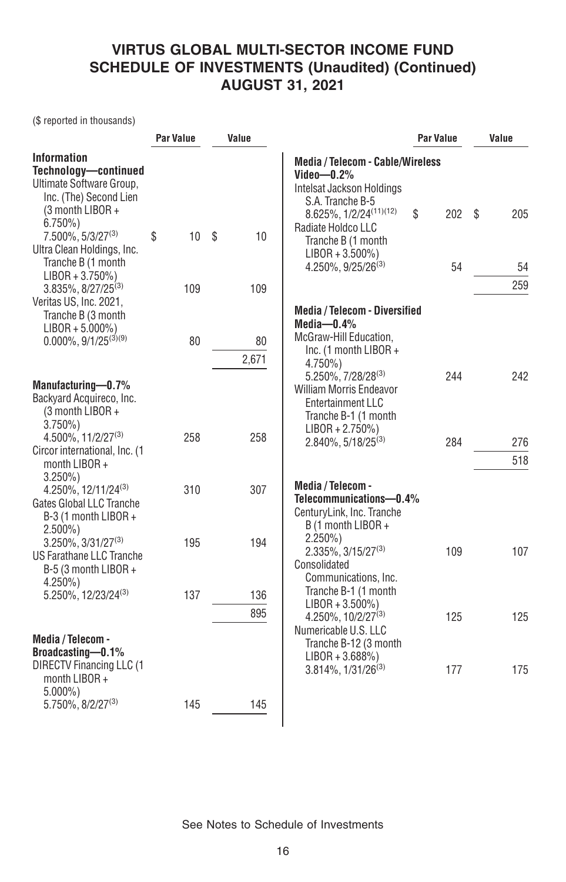# VIRTUS GLOBAL MULTI-SECTOR INCOME FUND
## SCHEDULE OF INVESTMENTS (Unaudited) (Continued)
## AUGUST 31, 2021

($ reported in thousands)

| | Par Value | Value |
|---|---|---|
| **Information Technology—continued** | | |
| Ultimate Software Group, Inc. (The) Second Lien (3 month LIBOR + 6.750%) 7.500%, 5/3/27[3] | $ 10 | $ 10 |
| Ultra Clean Holdings, Inc. Tranche B (1 month LIBOR + 3.750%) 3.835%, 8/27/25[3] | 109 | 109 |
| Veritas US, Inc. 2021, Tranche B (3 month LIBOR + 5.000%) 0.000%, 9/1/25[3][9] | 80 | 80 |
| | | 2,671 |
| **Manufacturing—0.7%** | | |
| Backyard Acquireco, Inc. (3 month LIBOR + 3.750%) 4.500%, 11/2/27[3] | 258 | 258 |
| Circor international, Inc. (1 month LIBOR + 3.250%) 4.250%, 12/11/24[3] | 310 | 307 |
| Gates Global LLC Tranche B-3 (1 month LIBOR + 2.500%) 3.250%, 3/31/27[3] | 195 | 194 |
| US Farathane LLC Tranche B-5 (3 month LIBOR + 4.250%) 5.250%, 12/23/24[3] | 137 | 136 |
| | | 895 |
| **Media / Telecom - Broadcasting—0.1%** | | |
| DIRECTV Financing LLC (1 month LIBOR + 5.000%) 5.750%, 8/2/27[3] | 145 | 145 |
| **Media / Telecom - Cable/Wireless Video—0.2%** | | |
| Intelsat Jackson Holdings S.A. Tranche B-5 8.625%, 1/2/24[11][12] | $ 202 | $ 205 |
| Radiate Holdco LLC Tranche B (1 month LIBOR + 3.500%) 4.250%, 9/25/26[3] | 54 | 54 |
| | | 259 |
| **Media / Telecom - Diversified Media—0.4%** | | |
| McGraw-Hill Education, Inc. (1 month LIBOR + 4.750%) 5.250%, 7/28/28[3] | 244 | 242 |
| William Morris Endeavor Entertainment LLC Tranche B-1 (1 month LIBOR + 2.750%) 2.840%, 5/18/25[3] | 284 | 276 |
| | | 518 |
| **Media / Telecom - Telecommunications—0.4%** | | |
| CenturyLink, Inc. Tranche B (1 month LIBOR + 2.250%) 2.335%, 3/15/27[3] | 109 | 107 |
| Consolidated Communications, Inc. Tranche B-1 (1 month LIBOR + 3.500%) 4.250%, 10/2/27[3] | 125 | 125 |
| Numericable U.S. LLC Tranche B-12 (3 month LIBOR + 3.688%) 3.814%, 1/31/26[3] | 177 | 175 |

See Notes to Schedule of Investments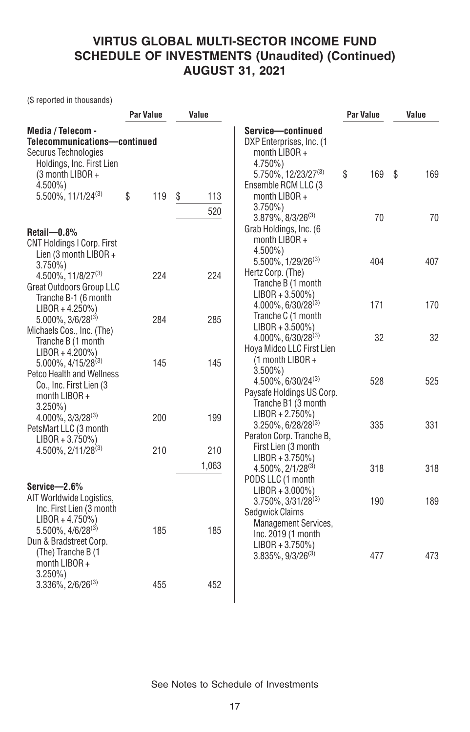# VIRTUS GLOBAL MULTI-SECTOR INCOME FUND
## SCHEDULE OF INVESTMENTS (Unaudited) (Continued)
## AUGUST 31, 2021

($ reported in thousands)

| | Par Value | Value |
|---|---|---|
| **Media / Telecom - Telecommunications—continued** | | |
| Securus Technologies Holdings, Inc. First Lien (3 month LIBOR + 4.500%) 5.500%, 11/1/24[(3)] | $ 119 | $ 113 |
| | | 520 |
| **Retail—0.8%** | | |
| CNT Holdings I Corp. First Lien (3 month LIBOR + 3.750%) 4.500%, 11/8/27[(3)] | 224 | 224 |
| Great Outdoors Group LLC Tranche B-1 (6 month LIBOR + 4.250%) 5.000%, 3/6/28[(3)] | 284 | 285 |
| Michaels Cos., Inc. (The) Tranche B (1 month LIBOR + 4.200%) 5.000%, 4/15/28[(3)] | 145 | 145 |
| Petco Health and Wellness Co., Inc. First Lien (3 month LIBOR + 3.250%) 4.000%, 3/3/28[(3)] | 200 | 199 |
| PetsMart LLC (3 month LIBOR + 3.750%) 4.500%, 2/11/28[(3)] | 210 | 210 |
| | | 1,063 |
| **Service—2.6%** | | |
| AIT Worldwide Logistics, Inc. First Lien (3 month LIBOR + 4.750%) 5.500%, 4/6/28[(3)] | 185 | 185 |
| Dun & Bradstreet Corp. (The) Tranche B (1 month LIBOR + 3.250%) 3.336%, 2/6/26[(3)] | 455 | 452 |
| **Service—continued** | | |
| DXP Enterprises, Inc. (1 month LIBOR + 4.750%) 5.750%, 12/23/27[(3)] | $ 169 | $ 169 |
| Ensemble RCM LLC (3 month LIBOR + 3.750%) 3.879%, 8/3/26[(3)] | 70 | 70 |
| Grab Holdings, Inc. (6 month LIBOR + 4.500%) 5.500%, 1/29/26[(3)] | 404 | 407 |
| Hertz Corp. (The) | | |
| Tranche B (1 month LIBOR + 3.500%) 4.000%, 6/30/28[(3)] | 171 | 170 |
| Tranche C (1 month LIBOR + 3.500%) 4.000%, 6/30/28[(3)] | 32 | 32 |
| Hoya Midco LLC First Lien (1 month LIBOR + 3.500%) 4.500%, 6/30/24[(3)] | 528 | 525 |
| Paysafe Holdings US Corp. Tranche B1 (3 month LIBOR + 2.750%) 3.250%, 6/28/28[(3)] | 335 | 331 |
| Peraton Corp. Tranche B, First Lien (3 month LIBOR + 3.750%) 4.500%, 2/1/28[(3)] | 318 | 318 |
| PODS LLC (1 month LIBOR + 3.000%) 3.750%, 3/31/28[(3)] | 190 | 189 |
| Sedgwick Claims Management Services, Inc. 2019 (1 month LIBOR + 3.750%) 3.835%, 9/3/26[(3)] | 477 | 473 |

See Notes to Schedule of Investments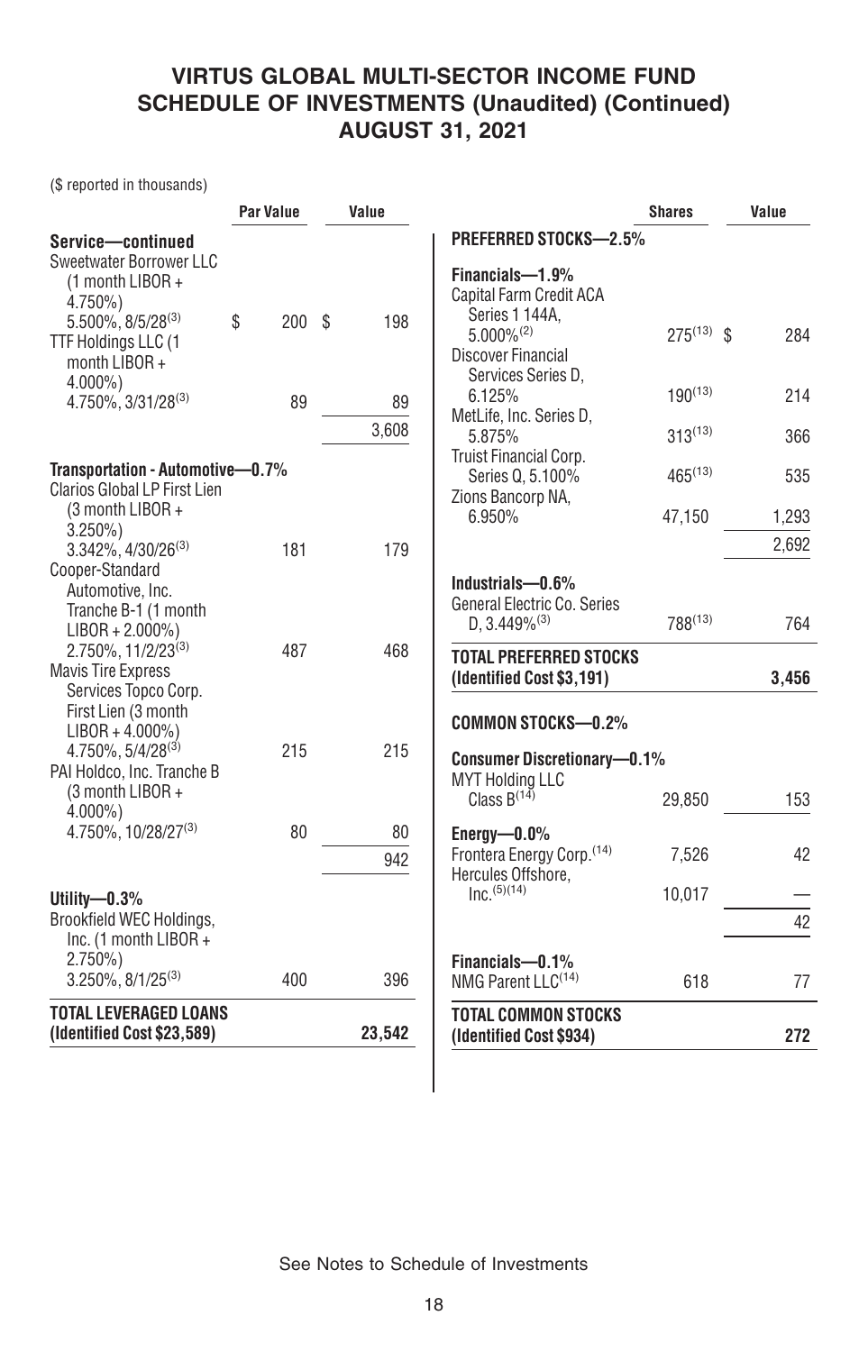# VIRTUS GLOBAL MULTI-SECTOR INCOME FUND
## SCHEDULE OF INVESTMENTS (Unaudited) (Continued)
## AUGUST 31, 2021

($ reported in thousands)

| | Par Value | Value |
|---|---|---|
| **Service—continued** | | |
| Sweetwater Borrower LLC (1 month LIBOR + 4.750%) 5.500%, 8/5/28[3] | $ 200 | $ 198 |
| TTF Holdings LLC (1 month LIBOR + 4.000%) 4.750%, 3/31/28[3] | 89 | 89 |
| | | 3,608 |
| **Transportation - Automotive—0.7%** | | |
| Clarios Global LP First Lien (3 month LIBOR + 3.250%) 3.342%, 4/30/26[3] | 181 | 179 |
| Cooper-Standard Automotive, Inc. Tranche B-1 (1 month LIBOR + 2.000%) 2.750%, 11/2/23[3] | 487 | 468 |
| Mavis Tire Express Services Topco Corp. First Lien (3 month LIBOR + 4.000%) 4.750%, 5/4/28[3] | 215 | 215 |
| PAI Holdco, Inc. Tranche B (3 month LIBOR + 4.000%) 4.750%, 10/28/27[3] | 80 | 80 |
| | | 942 |
| **Utility—0.3%** | | |
| Brookfield WEC Holdings, Inc. (1 month LIBOR + 2.750%) 3.250%, 8/1/25[3] | 400 | 396 |
| **TOTAL LEVERAGED LOANS (Identified Cost $23,589)** | | **23,542** |

| | Shares | Value |
|---|---|---|
| **PREFERRED STOCKS—2.5%** | | |
| **Financials—1.9%** | | |
| Capital Farm Credit ACA Series 1 144A, 5.000%[2] | 275[13] | $ 284 |
| Discover Financial Services Series D, 6.125% | 190[13] | 214 |
| MetLife, Inc. Series D, 5.875% | 313[13] | 366 |
| Truist Financial Corp. Series Q, 5.100% | 465[13] | 535 |
| Zions Bancorp NA, 6.950% | 47,150 | 1,293 |
| | | 2,692 |
| **Industrials—0.6%** | | |
| General Electric Co. Series D, 3.449%[3] | 788[13] | 764 |
| **TOTAL PREFERRED STOCKS (Identified Cost $3,191)** | | **3,456** |
| **COMMON STOCKS—0.2%** | | |
| **Consumer Discretionary—0.1%** | | |
| MYT Holding LLC Class B[14] | 29,850 | 153 |
| **Energy—0.0%** | | |
| Frontera Energy Corp.[14] | 7,526 | 42 |
| Hercules Offshore, Inc.[5][14] | 10,017 | — |
| | | 42 |
| **Financials—0.1%** | | |
| NMG Parent LLC[14] | 618 | 77 |
| **TOTAL COMMON STOCKS (Identified Cost $934)** | | **272** |

See Notes to Schedule of Investments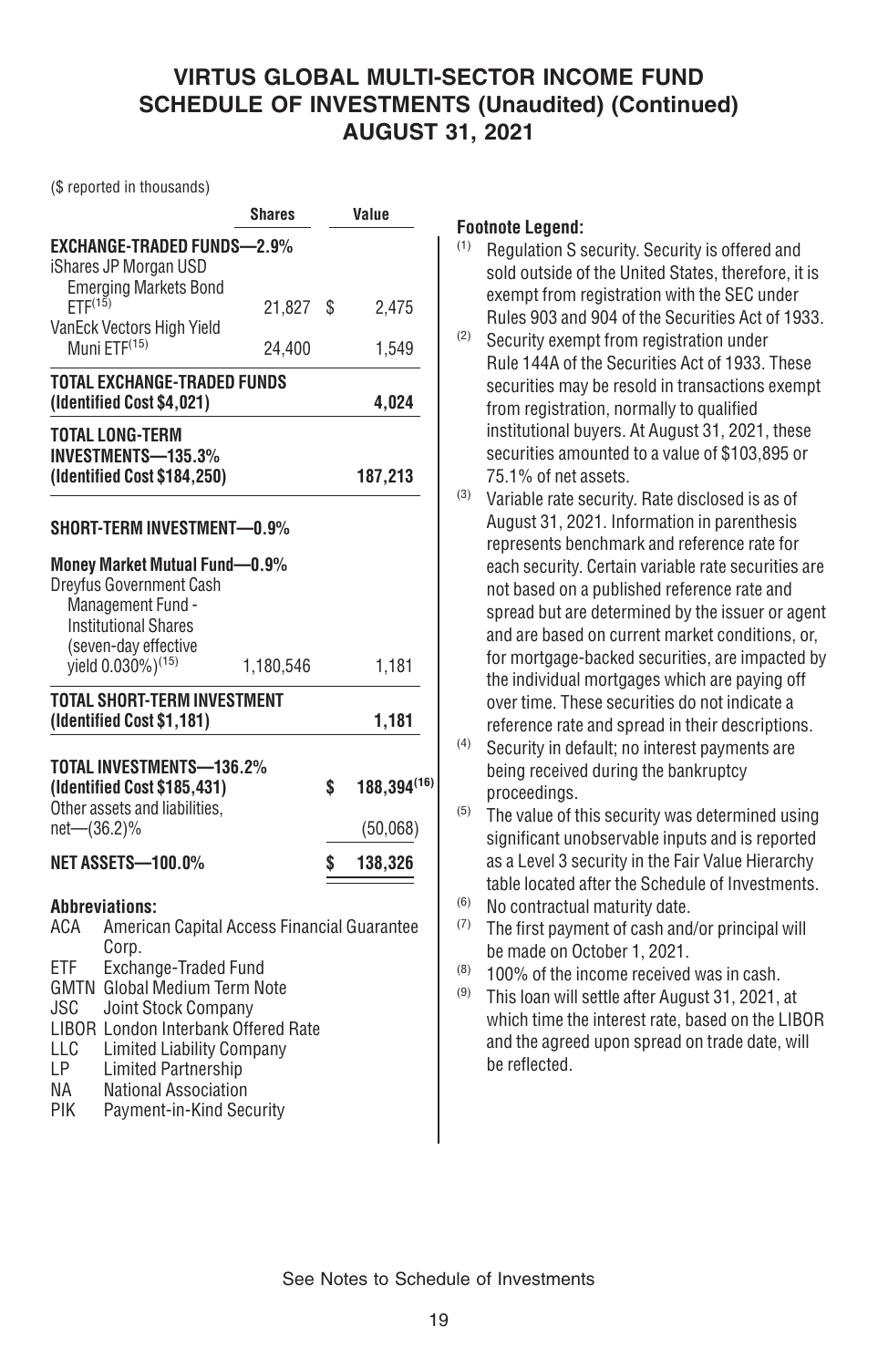# VIRTUS GLOBAL MULTI-SECTOR INCOME FUND
## SCHEDULE OF INVESTMENTS (Unaudited) (Continued)
## AUGUST 31, 2021

($ reported in thousands)

| | Shares | Value |
|---|---|---|
| **EXCHANGE-TRADED FUNDS—2.9%** | | |
| iShares JP Morgan USD Emerging Markets Bond ETF[15] | 21,827 | $ 2,475 |
| VanEck Vectors High Yield Muni ETF[15] | 24,400 | 1,549 |
| **TOTAL EXCHANGE-TRADED FUNDS (Identified Cost $4,021)** | | **4,024** |
| **TOTAL LONG-TERM INVESTMENTS—135.3% (Identified Cost $184,250)** | | **187,213** |
| **SHORT-TERM INVESTMENT—0.9%** | | |
| **Money Market Mutual Fund—0.9%** | | |
| Dreyfus Government Cash Management Fund - Institutional Shares (seven-day effective yield 0.030%)[15] | 1,180,546 | 1,181 |
| **TOTAL SHORT-TERM INVESTMENT (Identified Cost $1,181)** | | **1,181** |
| **TOTAL INVESTMENTS—136.2% (Identified Cost $185,431)** | | **$ 188,394[16]** |
| Other assets and liabilities, net—(36.2)% | | (50,068) |
| **NET ASSETS—100.0%** | | **$ 138,326** |

**Abbreviations:**

- ACA American Capital Access Financial Guarantee Corp.
- ETF Exchange-Traded Fund
- GMTN Global Medium Term Note
- JSC Joint Stock Company
- LIBOR London Interbank Offered Rate
- LLC Limited Liability Company
- LP Limited Partnership
- NA National Association
- PIK Payment-in-Kind Security

**Footnote Legend:**

(1) Regulation S security. Security is offered and sold outside of the United States, therefore, it is exempt from registration with the SEC under Rules 903 and 904 of the Securities Act of 1933.

(2) Security exempt from registration under Rule 144A of the Securities Act of 1933. These securities may be resold in transactions exempt from registration, normally to qualified institutional buyers. At August 31, 2021, these securities amounted to a value of $103,895 or 75.1% of net assets.

(3) Variable rate security. Rate disclosed is as of August 31, 2021. Information in parenthesis represents benchmark and reference rate for each security. Certain variable rate securities are not based on a published reference rate and spread but are determined by the issuer or agent and are based on current market conditions, or, for mortgage-backed securities, are impacted by the individual mortgages which are paying off over time. These securities do not indicate a reference rate and spread in their descriptions.

(4) Security in default; no interest payments are being received during the bankruptcy proceedings.

(5) The value of this security was determined using significant unobservable inputs and is reported as a Level 3 security in the Fair Value Hierarchy table located after the Schedule of Investments.

(6) No contractual maturity date.

(7) The first payment of cash and/or principal will be made on October 1, 2021.

(8) 100% of the income received was in cash.

(9) This loan will settle after August 31, 2021, at which time the interest rate, based on the LIBOR and the agreed upon spread on trade date, will be reflected.

See Notes to Schedule of Investments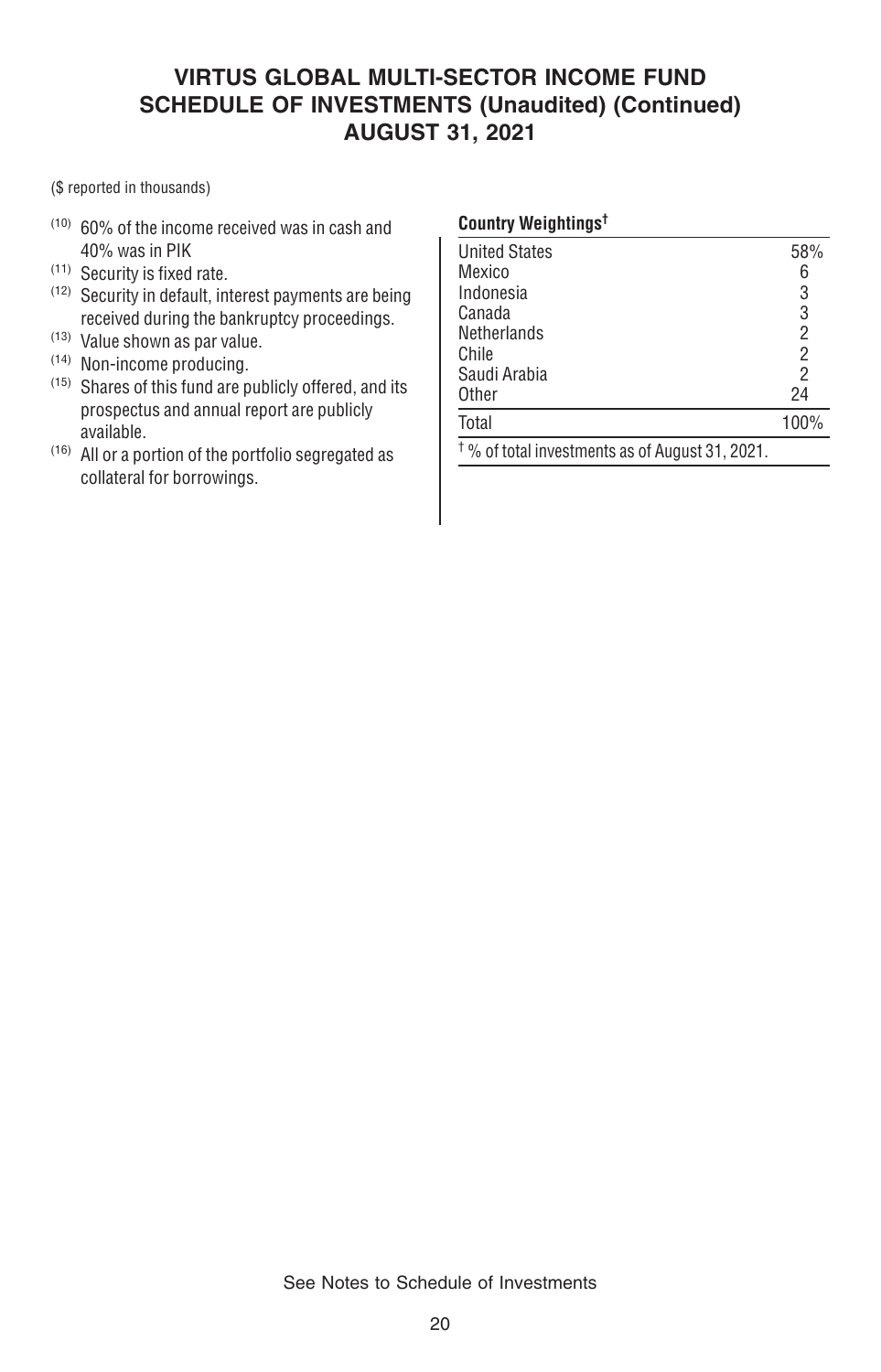# VIRTUS GLOBAL MULTI-SECTOR INCOME FUND
## SCHEDULE OF INVESTMENTS (Unaudited) (Continued)
## AUGUST 31, 2021

($ reported in thousands)

[10] 60% of the income received was in cash and 40% was in PIK

[11] Security is fixed rate.

[12] Security in default, interest payments are being received during the bankruptcy proceedings.

[13] Value shown as par value.

[14] Non-income producing.

[15] Shares of this fund are publicly offered, and its prospectus and annual report are publicly available.

[16] All or a portion of the portfolio segregated as collateral for borrowings.

**Country Weightings†**

| | |
|---|---|
| United States | 58% |
| Mexico | 6 |
| Indonesia | 3 |
| Canada | 3 |
| Netherlands | 2 |
| Chile | 2 |
| Saudi Arabia | 2 |
| Other | 24 |
| Total | 100% |

† % of total investments as of August 31, 2021.

See Notes to Schedule of Investments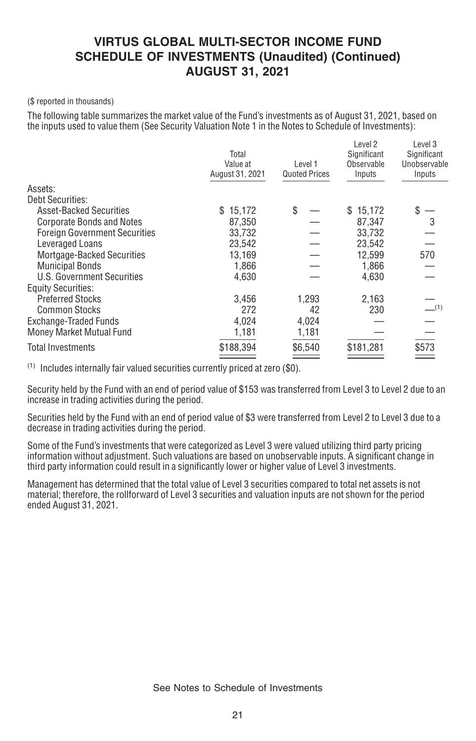# VIRTUS GLOBAL MULTI-SECTOR INCOME FUND
# SCHEDULE OF INVESTMENTS (Unaudited) (Continued)
# AUGUST 31, 2021

($ reported in thousands)

The following table summarizes the market value of the Fund's investments as of August 31, 2021, based on the inputs used to value them (See Security Valuation Note 1 in the Notes to Schedule of Investments):

| | Total Value at August 31, 2021 | Level 1 Quoted Prices | Level 2 Significant Observable Inputs | Level 3 Significant Unobservable Inputs |
|---|---|---|---|---|
| Assets: | | | | |
| Debt Securities: | | | | |
| Asset-Backed Securities | $ 15,172 | $ — | $ 15,172 | $ — |
| Corporate Bonds and Notes | 87,350 | — | 87,347 | 3 |
| Foreign Government Securities | 33,732 | — | 33,732 | — |
| Leveraged Loans | 23,542 | — | 23,542 | — |
| Mortgage-Backed Securities | 13,169 | — | 12,599 | 570 |
| Municipal Bonds | 1,866 | — | 1,866 | — |
| U.S. Government Securities | 4,630 | — | 4,630 | — |
| Equity Securities: | | | | |
| Preferred Stocks | 3,456 | 1,293 | 2,163 | — |
| Common Stocks | 272 | 42 | 230 | —[1] |
| Exchange-Traded Funds | 4,024 | 4,024 | — | — |
| Money Market Mutual Fund | 1,181 | 1,181 | — | — |
| Total Investments | $188,394 | $6,540 | $181,281 | $573 |

[1] Includes internally fair valued securities currently priced at zero ($0).

Security held by the Fund with an end of period value of $153 was transferred from Level 3 to Level 2 due to an increase in trading activities during the period.

Securities held by the Fund with an end of period value of $3 were transferred from Level 2 to Level 3 due to a decrease in trading activities during the period.

Some of the Fund's investments that were categorized as Level 3 were valued utilizing third party pricing information without adjustment. Such valuations are based on unobservable inputs. A significant change in third party information could result in a significantly lower or higher value of Level 3 investments.

Management has determined that the total value of Level 3 securities compared to total net assets is not material; therefore, the rollforward of Level 3 securities and valuation inputs are not shown for the period ended August 31, 2021.

See Notes to Schedule of Investments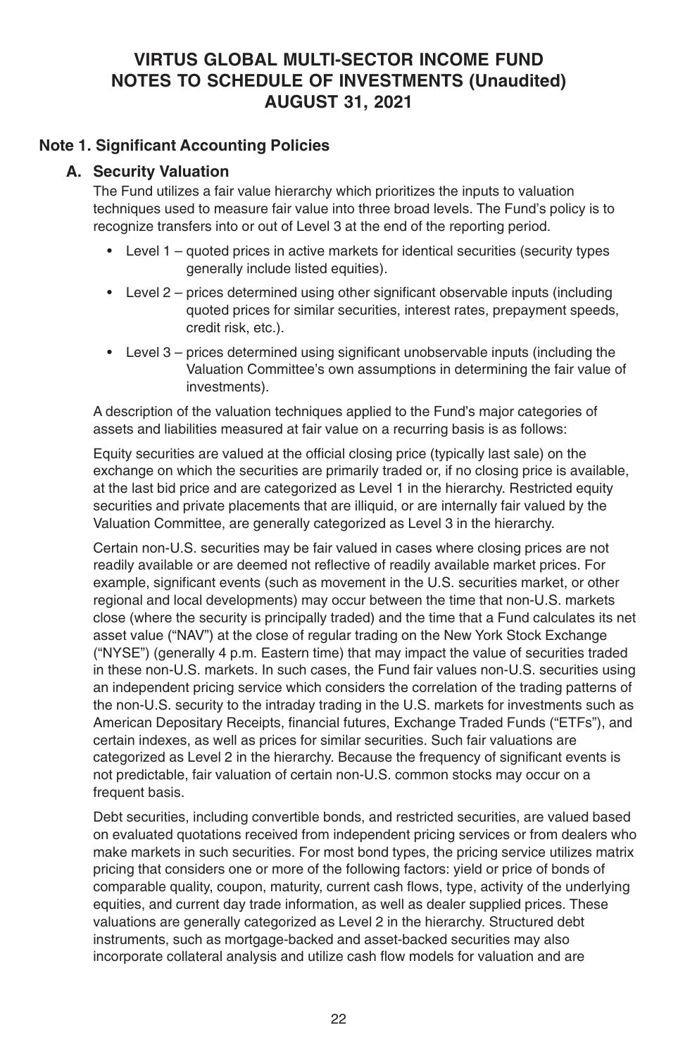# VIRTUS GLOBAL MULTI-SECTOR INCOME FUND
# NOTES TO SCHEDULE OF INVESTMENTS (Unaudited)
# AUGUST 31, 2021

## Note 1. Significant Accounting Policies

### A. Security Valuation

The Fund utilizes a fair value hierarchy which prioritizes the inputs to valuation techniques used to measure fair value into three broad levels. The Fund's policy is to recognize transfers into or out of Level 3 at the end of the reporting period.

- Level 1 – quoted prices in active markets for identical securities (security types generally include listed equities).
- Level 2 – prices determined using other significant observable inputs (including quoted prices for similar securities, interest rates, prepayment speeds, credit risk, etc.).
- Level 3 – prices determined using significant unobservable inputs (including the Valuation Committee's own assumptions in determining the fair value of investments).

A description of the valuation techniques applied to the Fund's major categories of assets and liabilities measured at fair value on a recurring basis is as follows:

Equity securities are valued at the official closing price (typically last sale) on the exchange on which the securities are primarily traded or, if no closing price is available, at the last bid price and are categorized as Level 1 in the hierarchy. Restricted equity securities and private placements that are illiquid, or are internally fair valued by the Valuation Committee, are generally categorized as Level 3 in the hierarchy.

Certain non-U.S. securities may be fair valued in cases where closing prices are not readily available or are deemed not reflective of readily available market prices. For example, significant events (such as movement in the U.S. securities market, or other regional and local developments) may occur between the time that non-U.S. markets close (where the security is principally traded) and the time that a Fund calculates its net asset value ("NAV") at the close of regular trading on the New York Stock Exchange ("NYSE") (generally 4 p.m. Eastern time) that may impact the value of securities traded in these non-U.S. markets. In such cases, the Fund fair values non-U.S. securities using an independent pricing service which considers the correlation of the trading patterns of the non-U.S. security to the intraday trading in the U.S. markets for investments such as American Depositary Receipts, financial futures, Exchange Traded Funds ("ETFs"), and certain indexes, as well as prices for similar securities. Such fair valuations are categorized as Level 2 in the hierarchy. Because the frequency of significant events is not predictable, fair valuation of certain non-U.S. common stocks may occur on a frequent basis.

Debt securities, including convertible bonds, and restricted securities, are valued based on evaluated quotations received from independent pricing services or from dealers who make markets in such securities. For most bond types, the pricing service utilizes matrix pricing that considers one or more of the following factors: yield or price of bonds of comparable quality, coupon, maturity, current cash flows, type, activity of the underlying equities, and current day trade information, as well as dealer supplied prices. These valuations are generally categorized as Level 2 in the hierarchy. Structured debt instruments, such as mortgage-backed and asset-backed securities may also incorporate collateral analysis and utilize cash flow models for valuation and are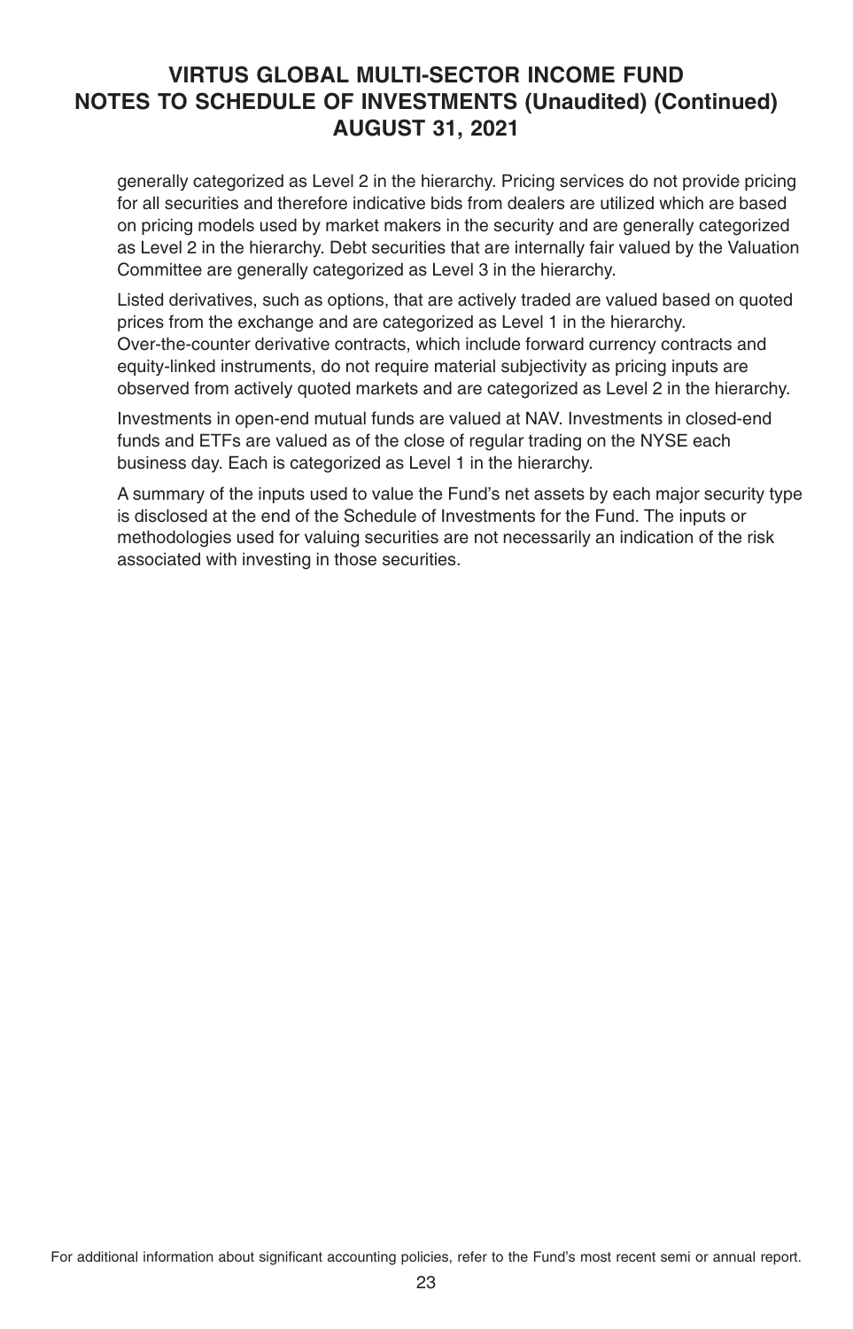generally categorized as Level 2 in the hierarchy. Pricing services do not provide pricing for all securities and therefore indicative bids from dealers are utilized which are based on pricing models used by market makers in the security and are generally categorized as Level 2 in the hierarchy. Debt securities that are internally fair valued by the Valuation Committee are generally categorized as Level 3 in the hierarchy.

Listed derivatives, such as options, that are actively traded are valued based on quoted prices from the exchange and are categorized as Level 1 in the hierarchy. Over-the-counter derivative contracts, which include forward currency contracts and equity-linked instruments, do not require material subjectivity as pricing inputs are observed from actively quoted markets and are categorized as Level 2 in the hierarchy.

Investments in open-end mutual funds are valued at NAV. Investments in closed-end funds and ETFs are valued as of the close of regular trading on the NYSE each business day. Each is categorized as Level 1 in the hierarchy.

A summary of the inputs used to value the Fund's net assets by each major security type is disclosed at the end of the Schedule of Investments for the Fund. The inputs or methodologies used for valuing securities are not necessarily an indication of the risk associated with investing in those securities.